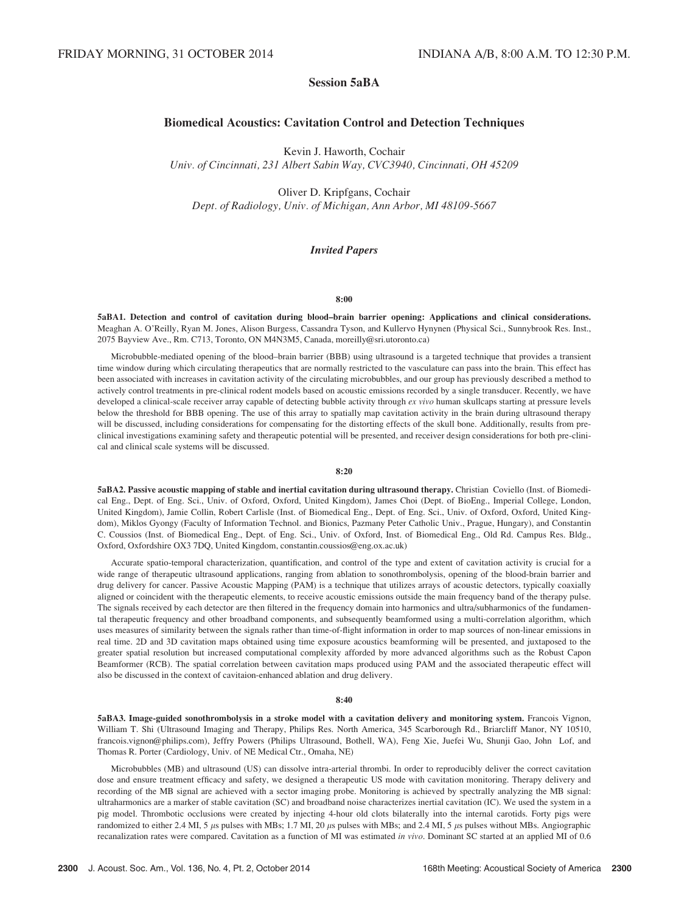FRIDAY MORNING, 31 OCTOBER 2014 INDIANA A/B, 8:00 A.M. TO 12:30 P.M.

# Session 5aBA

## Biomedical Acoustics: Cavitation Control and Detection Techniques

Kevin J. Haworth, Cochair
*Univ. of Cincinnati, 231 Albert Sabin Way, CVC3940, Cincinnati, OH 45209*

Oliver D. Kripfgans, Cochair
*Dept. of Radiology, Univ. of Michigan, Ann Arbor, MI 48109-5667*

### *Invited Papers*

**8:00**

**5aBA1. Detection and control of cavitation during blood–brain barrier opening: Applications and clinical considerations.** Meaghan A. O'Reilly, Ryan M. Jones, Alison Burgess, Cassandra Tyson, and Kullervo Hynynen (Physical Sci., Sunnybrook Res. Inst., 2075 Bayview Ave., Rm. C713, Toronto, ON M4N3M5, Canada, moreilly@sri.utoronto.ca)

Microbubble-mediated opening of the blood–brain barrier (BBB) using ultrasound is a targeted technique that provides a transient time window during which circulating therapeutics that are normally restricted to the vasculature can pass into the brain. This effect has been associated with increases in cavitation activity of the circulating microbubbles, and our group has previously described a method to actively control treatments in pre-clinical rodent models based on acoustic emissions recorded by a single transducer. Recently, we have developed a clinical-scale receiver array capable of detecting bubble activity through *ex vivo* human skullcaps starting at pressure levels below the threshold for BBB opening. The use of this array to spatially map cavitation activity in the brain during ultrasound therapy will be discussed, including considerations for compensating for the distorting effects of the skull bone. Additionally, results from pre-clinical investigations examining safety and therapeutic potential will be presented, and receiver design considerations for both pre-clinical and clinical scale systems will be discussed.

**8:20**

**5aBA2. Passive acoustic mapping of stable and inertial cavitation during ultrasound therapy.** Christian Coviello (Inst. of Biomedical Eng., Dept. of Eng. Sci., Univ. of Oxford, Oxford, United Kingdom), James Choi (Dept. of BioEng., Imperial College, London, United Kingdom), Jamie Collin, Robert Carlisle (Inst. of Biomedical Eng., Dept. of Eng. Sci., Univ. of Oxford, Oxford, United Kingdom), Miklos Gyongy (Faculty of Information Technol. and Bionics, Pazmany Peter Catholic Univ., Prague, Hungary), and Constantin C. Coussios (Inst. of Biomedical Eng., Dept. of Eng. Sci., Univ. of Oxford, Inst. of Biomedical Eng., Old Rd. Campus Res. Bldg., Oxford, Oxfordshire OX3 7DQ, United Kingdom, constantin.coussios@eng.ox.ac.uk)

Accurate spatio-temporal characterization, quantification, and control of the type and extent of cavitation activity is crucial for a wide range of therapeutic ultrasound applications, ranging from ablation to sonothrombolysis, opening of the blood-brain barrier and drug delivery for cancer. Passive Acoustic Mapping (PAM) is a technique that utilizes arrays of acoustic detectors, typically coaxially aligned or coincident with the therapeutic elements, to receive acoustic emissions outside the main frequency band of the therapy pulse. The signals received by each detector are then filtered in the frequency domain into harmonics and ultra/subharmonics of the fundamental therapeutic frequency and other broadband components, and subsequently beamformed using a multi-correlation algorithm, which uses measures of similarity between the signals rather than time-of-flight information in order to map sources of non-linear emissions in real time. 2D and 3D cavitation maps obtained using time exposure acoustics beamforming will be presented, and juxtaposed to the greater spatial resolution but increased computational complexity afforded by more advanced algorithms such as the Robust Capon Beamformer (RCB). The spatial correlation between cavitation maps produced using PAM and the associated therapeutic effect will also be discussed in the context of cavitaion-enhanced ablation and drug delivery.

**8:40**

**5aBA3. Image-guided sonothrombolysis in a stroke model with a cavitation delivery and monitoring system.** Francois Vignon, William T. Shi (Ultrasound Imaging and Therapy, Philips Res. North America, 345 Scarborough Rd., Briarcliff Manor, NY 10510, francois.vignon@philips.com), Jeffry Powers (Philips Ultrasound, Bothell, WA), Feng Xie, Juefei Wu, Shunji Gao, John Lof, and Thomas R. Porter (Cardiology, Univ. of NE Medical Ctr., Omaha, NE)

Microbubbles (MB) and ultrasound (US) can dissolve intra-arterial thrombi. In order to reproducibly deliver the correct cavitation dose and ensure treatment efficacy and safety, we designed a therapeutic US mode with cavitation monitoring. Therapy delivery and recording of the MB signal are achieved with a sector imaging probe. Monitoring is achieved by spectrally analyzing the MB signal: ultraharmonics are a marker of stable cavitation (SC) and broadband noise characterizes inertial cavitation (IC). We used the system in a pig model. Thrombotic occlusions were created by injecting 4-hour old clots bilaterally into the internal carotids. Forty pigs were randomized to either 2.4 MI, 5 $\mu$s pulses with MBs; 1.7 MI, 20 $\mu$s pulses with MBs; and 2.4 MI, 5 $\mu$s pulses without MBs. Angiographic recanalization rates were compared. Cavitation as a function of MI was estimated *in vivo*. Dominant SC started at an applied MI of 0.6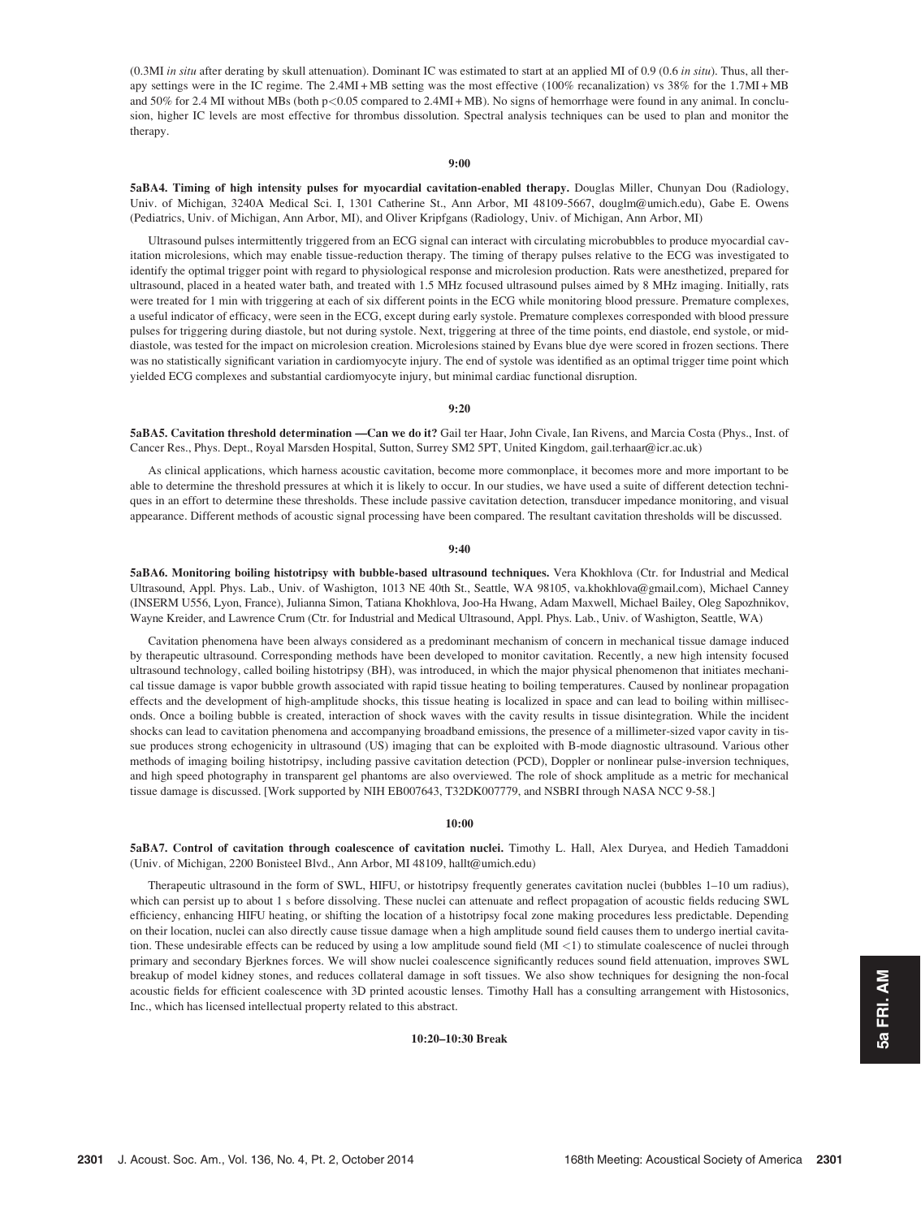(0.3MI *in situ* after derating by skull attenuation). Dominant IC was estimated to start at an applied MI of 0.9 (0.6 *in situ*). Thus, all therapy settings were in the IC regime. The 2.4MI + MB setting was the most effective (100% recanalization) vs 38% for the 1.7MI + MB and 50% for 2.4 MI without MBs (both $p<0.05$ compared to 2.4MI + MB). No signs of hemorrhage were found in any animal. In conclusion, higher IC levels are most effective for thrombus dissolution. Spectral analysis techniques can be used to plan and monitor the therapy.

**9:00**

**5aBA4. Timing of high intensity pulses for myocardial cavitation-enabled therapy.** Douglas Miller, Chunyan Dou (Radiology, Univ. of Michigan, 3240A Medical Sci. I, 1301 Catherine St., Ann Arbor, MI 48109-5667, douglm@umich.edu), Gabe E. Owens (Pediatrics, Univ. of Michigan, Ann Arbor, MI), and Oliver Kripfgans (Radiology, Univ. of Michigan, Ann Arbor, MI)

Ultrasound pulses intermittently triggered from an ECG signal can interact with circulating microbubbles to produce myocardial cavitation microlesions, which may enable tissue-reduction therapy. The timing of therapy pulses relative to the ECG was investigated to identify the optimal trigger point with regard to physiological response and microlesion production. Rats were anesthetized, prepared for ultrasound, placed in a heated water bath, and treated with 1.5 MHz focused ultrasound pulses aimed by 8 MHz imaging. Initially, rats were treated for 1 min with triggering at each of six different points in the ECG while monitoring blood pressure. Premature complexes, a useful indicator of efficacy, were seen in the ECG, except during early systole. Premature complexes corresponded with blood pressure pulses for triggering during diastole, but not during systole. Next, triggering at three of the time points, end diastole, end systole, or mid-diastole, was tested for the impact on microlesion creation. Microlesions stained by Evans blue dye were scored in frozen sections. There was no statistically significant variation in cardiomyocyte injury. The end of systole was identified as an optimal trigger time point which yielded ECG complexes and substantial cardiomyocyte injury, but minimal cardiac functional disruption.

**9:20**

**5aBA5. Cavitation threshold determination —Can we do it?** Gail ter Haar, John Civale, Ian Rivens, and Marcia Costa (Phys., Inst. of Cancer Res., Phys. Dept., Royal Marsden Hospital, Sutton, Surrey SM2 5PT, United Kingdom, gail.terhaar@icr.ac.uk)

As clinical applications, which harness acoustic cavitation, become more commonplace, it becomes more and more important to be able to determine the threshold pressures at which it is likely to occur. In our studies, we have used a suite of different detection techniques in an effort to determine these thresholds. These include passive cavitation detection, transducer impedance monitoring, and visual appearance. Different methods of acoustic signal processing have been compared. The resultant cavitation thresholds will be discussed.

**9:40**

**5aBA6. Monitoring boiling histotripsy with bubble-based ultrasound techniques.** Vera Khokhlova (Ctr. for Industrial and Medical Ultrasound, Appl. Phys. Lab., Univ. of Washigton, 1013 NE 40th St., Seattle, WA 98105, va.khokhlova@gmail.com), Michael Canney (INSERM U556, Lyon, France), Julianna Simon, Tatiana Khokhlova, Joo-Ha Hwang, Adam Maxwell, Michael Bailey, Oleg Sapozhnikov, Wayne Kreider, and Lawrence Crum (Ctr. for Industrial and Medical Ultrasound, Appl. Phys. Lab., Univ. of Washigton, Seattle, WA)

Cavitation phenomena have been always considered as a predominant mechanism of concern in mechanical tissue damage induced by therapeutic ultrasound. Corresponding methods have been developed to monitor cavitation. Recently, a new high intensity focused ultrasound technology, called boiling histotripsy (BH), was introduced, in which the major physical phenomenon that initiates mechanical tissue damage is vapor bubble growth associated with rapid tissue heating to boiling temperatures. Caused by nonlinear propagation effects and the development of high-amplitude shocks, this tissue heating is localized in space and can lead to boiling within milliseconds. Once a boiling bubble is created, interaction of shock waves with the cavity results in tissue disintegration. While the incident shocks can lead to cavitation phenomena and accompanying broadband emissions, the presence of a millimeter-sized vapor cavity in tissue produces strong echogenicity in ultrasound (US) imaging that can be exploited with B-mode diagnostic ultrasound. Various other methods of imaging boiling histotripsy, including passive cavitation detection (PCD), Doppler or nonlinear pulse-inversion techniques, and high speed photography in transparent gel phantoms are also overviewed. The role of shock amplitude as a metric for mechanical tissue damage is discussed. [Work supported by NIH EB007643, T32DK007779, and NSBRI through NASA NCC 9-58.]

**10:00**

**5aBA7. Control of cavitation through coalescence of cavitation nuclei.** Timothy L. Hall, Alex Duryea, and Hedieh Tamaddoni (Univ. of Michigan, 2200 Bonisteel Blvd., Ann Arbor, MI 48109, hallt@umich.edu)

Therapeutic ultrasound in the form of SWL, HIFU, or histotripsy frequently generates cavitation nuclei (bubbles 1–10 um radius), which can persist up to about 1 s before dissolving. These nuclei can attenuate and reflect propagation of acoustic fields reducing SWL efficiency, enhancing HIFU heating, or shifting the location of a histotripsy focal zone making procedures less predictable. Depending on their location, nuclei can also directly cause tissue damage when a high amplitude sound field causes them to undergo inertial cavitation. These undesirable effects can be reduced by using a low amplitude sound field (MI $<1$) to stimulate coalescence of nuclei through primary and secondary Bjerknes forces. We will show nuclei coalescence significantly reduces sound field attenuation, improves SWL breakup of model kidney stones, and reduces collateral damage in soft tissues. We also show techniques for designing the non-focal acoustic fields for efficient coalescence with 3D printed acoustic lenses. Timothy Hall has a consulting arrangement with Histosonics, Inc., which has licensed intellectual property related to this abstract.

**10:20–10:30 Break**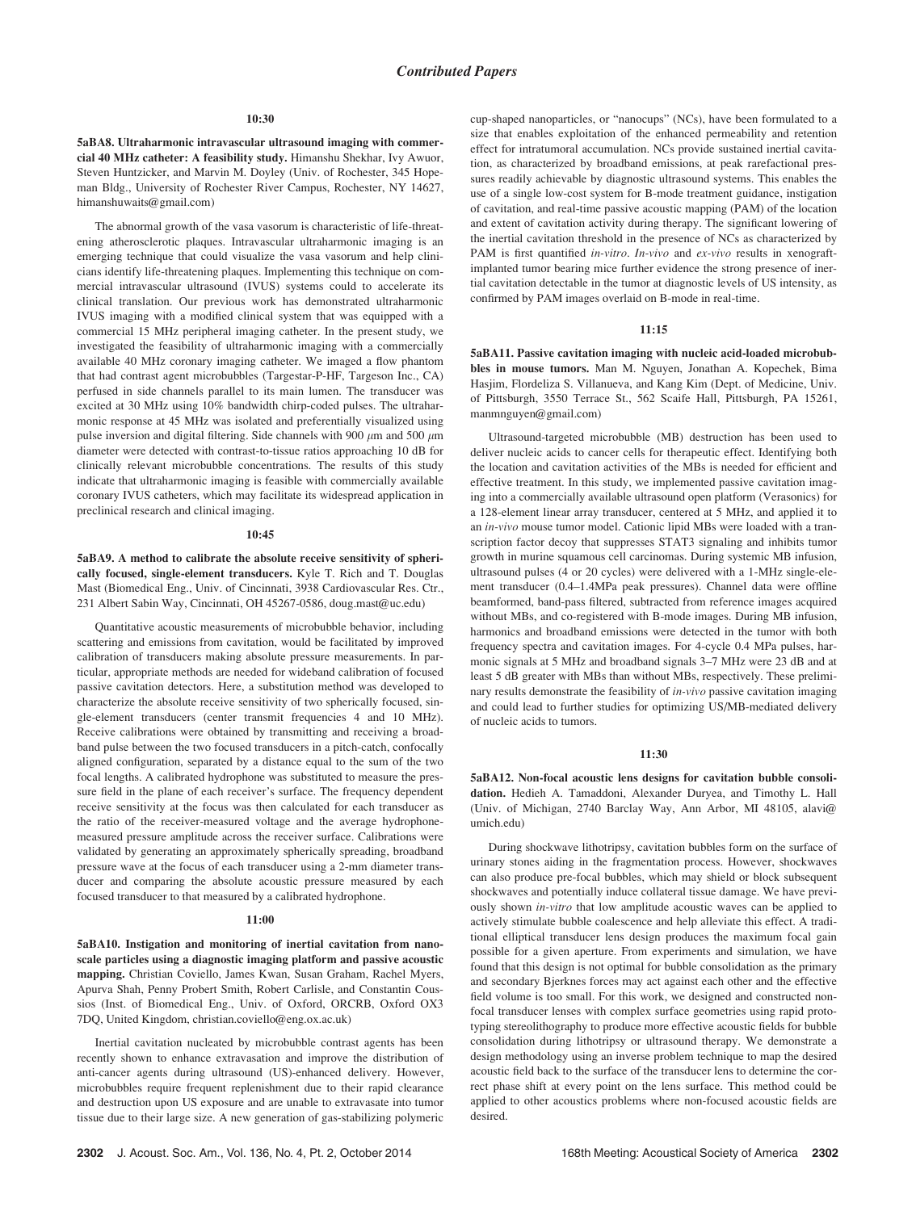## Contributed Papers

**10:30**

**5aBA8. Ultraharmonic intravascular ultrasound imaging with commercial 40 MHz catheter: A feasibility study.** Himanshu Shekhar, Ivy Awuor, Steven Huntzicker, and Marvin M. Doyley (Univ. of Rochester, 345 Hopeman Bldg., University of Rochester River Campus, Rochester, NY 14627, himanshuwaits@gmail.com)

The abnormal growth of the vasa vasorum is characteristic of life-threatening atherosclerotic plaques. Intravascular ultraharmonic imaging is an emerging technique that could visualize the vasa vasorum and help clinicians identify life-threatening plaques. Implementing this technique on commercial intravascular ultrasound (IVUS) systems could to accelerate its clinical translation. Our previous work has demonstrated ultraharmonic IVUS imaging with a modified clinical system that was equipped with a commercial 15 MHz peripheral imaging catheter. In the present study, we investigated the feasibility of ultraharmonic imaging with a commercially available 40 MHz coronary imaging catheter. We imaged a flow phantom that had contrast agent microbubbles (Targestar-P-HF, Targeson Inc., CA) perfused in side channels parallel to its main lumen. The transducer was excited at 30 MHz using 10% bandwidth chirp-coded pulses. The ultraharmonic response at 45 MHz was isolated and preferentially visualized using pulse inversion and digital filtering. Side channels with 900 $\mu$m and 500 $\mu$m diameter were detected with contrast-to-tissue ratios approaching 10 dB for clinically relevant microbubble concentrations. The results of this study indicate that ultraharmonic imaging is feasible with commercially available coronary IVUS catheters, which may facilitate its widespread application in preclinical research and clinical imaging.

**10:45**

**5aBA9. A method to calibrate the absolute receive sensitivity of spherically focused, single-element transducers.** Kyle T. Rich and T. Douglas Mast (Biomedical Eng., Univ. of Cincinnati, 3938 Cardiovascular Res. Ctr., 231 Albert Sabin Way, Cincinnati, OH 45267-0586, doug.mast@uc.edu)

Quantitative acoustic measurements of microbubble behavior, including scattering and emissions from cavitation, would be facilitated by improved calibration of transducers making absolute pressure measurements. In particular, appropriate methods are needed for wideband calibration of focused passive cavitation detectors. Here, a substitution method was developed to characterize the absolute receive sensitivity of two spherically focused, single-element transducers (center transmit frequencies 4 and 10 MHz). Receive calibrations were obtained by transmitting and receiving a broadband pulse between the two focused transducers in a pitch-catch, confocally aligned configuration, separated by a distance equal to the sum of the two focal lengths. A calibrated hydrophone was substituted to measure the pressure field in the plane of each receiver's surface. The frequency dependent receive sensitivity at the focus was then calculated for each transducer as the ratio of the receiver-measured voltage and the average hydrophone-measured pressure amplitude across the receiver surface. Calibrations were validated by generating an approximately spherically spreading, broadband pressure wave at the focus of each transducer using a 2-mm diameter transducer and comparing the absolute acoustic pressure measured by each focused transducer to that measured by a calibrated hydrophone.

**11:00**

**5aBA10. Instigation and monitoring of inertial cavitation from nanoscale particles using a diagnostic imaging platform and passive acoustic mapping.** Christian Coviello, James Kwan, Susan Graham, Rachel Myers, Apurva Shah, Penny Probert Smith, Robert Carlisle, and Constantin Coussios (Inst. of Biomedical Eng., Univ. of Oxford, ORCRB, Oxford OX3 7DQ, United Kingdom, christian.coviello@eng.ox.ac.uk)

Inertial cavitation nucleated by microbubble contrast agents has been recently shown to enhance extravasation and improve the distribution of anti-cancer agents during ultrasound (US)-enhanced delivery. However, microbubbles require frequent replenishment due to their rapid clearance and destruction upon US exposure and are unable to extravasate into tumor tissue due to their large size. A new generation of gas-stabilizing polymeric cup-shaped nanoparticles, or "nanocups" (NCs), have been formulated to a size that enables exploitation of the enhanced permeability and retention effect for intratumoral accumulation. NCs provide sustained inertial cavitation, as characterized by broadband emissions, at peak rarefactional pressures readily achievable by diagnostic ultrasound systems. This enables the use of a single low-cost system for B-mode treatment guidance, instigation of cavitation, and real-time passive acoustic mapping (PAM) of the location and extent of cavitation activity during therapy. The significant lowering of the inertial cavitation threshold in the presence of NCs as characterized by PAM is first quantified *in-vitro*. *In-vivo* and *ex-vivo* results in xenograft-implanted tumor bearing mice further evidence the strong presence of inertial cavitation detectable in the tumor at diagnostic levels of US intensity, as confirmed by PAM images overlaid on B-mode in real-time.

**11:15**

**5aBA11. Passive cavitation imaging with nucleic acid-loaded microbubbles in mouse tumors.** Man M. Nguyen, Jonathan A. Kopechek, Bima Hasjim, Flordeliza S. Villanueva, and Kang Kim (Dept. of Medicine, Univ. of Pittsburgh, 3550 Terrace St., 562 Scaife Hall, Pittsburgh, PA 15261, manmnguyen@gmail.com)

Ultrasound-targeted microbubble (MB) destruction has been used to deliver nucleic acids to cancer cells for therapeutic effect. Identifying both the location and cavitation activities of the MBs is needed for efficient and effective treatment. In this study, we implemented passive cavitation imaging into a commercially available ultrasound open platform (Verasonics) for a 128-element linear array transducer, centered at 5 MHz, and applied it to an *in-vivo* mouse tumor model. Cationic lipid MBs were loaded with a transcription factor decoy that suppresses STAT3 signaling and inhibits tumor growth in murine squamous cell carcinomas. During systemic MB infusion, ultrasound pulses (4 or 20 cycles) were delivered with a 1-MHz single-element transducer (0.4–1.4MPa peak pressures). Channel data were offline beamformed, band-pass filtered, subtracted from reference images acquired without MBs, and co-registered with B-mode images. During MB infusion, harmonics and broadband emissions were detected in the tumor with both frequency spectra and cavitation images. For 4-cycle 0.4 MPa pulses, harmonic signals at 5 MHz and broadband signals 3–7 MHz were 23 dB and at least 5 dB greater with MBs than without MBs, respectively. These preliminary results demonstrate the feasibility of *in-vivo* passive cavitation imaging and could lead to further studies for optimizing US/MB-mediated delivery of nucleic acids to tumors.

**11:30**

**5aBA12. Non-focal acoustic lens designs for cavitation bubble consolidation.** Hedieh A. Tamaddoni, Alexander Duryea, and Timothy L. Hall (Univ. of Michigan, 2740 Barclay Way, Ann Arbor, MI 48105, alavi@umich.edu)

During shockwave lithotripsy, cavitation bubbles form on the surface of urinary stones aiding in the fragmentation process. However, shockwaves can also produce pre-focal bubbles, which may shield or block subsequent shockwaves and potentially induce collateral tissue damage. We have previously shown *in-vitro* that low amplitude acoustic waves can be applied to actively stimulate bubble coalescence and help alleviate this effect. A traditional elliptical transducer lens design produces the maximum focal gain possible for a given aperture. From experiments and simulation, we have found that this design is not optimal for bubble consolidation as the primary and secondary Bjerknes forces may act against each other and the effective field volume is too small. For this work, we designed and constructed non-focal transducer lenses with complex surface geometries using rapid prototyping stereolithography to produce more effective acoustic fields for bubble consolidation during lithotripsy or ultrasound therapy. We demonstrate a design methodology using an inverse problem technique to map the desired acoustic field back to the surface of the transducer lens to determine the correct phase shift at every point on the lens surface. This method could be applied to other acoustics problems where non-focused acoustic fields are desired.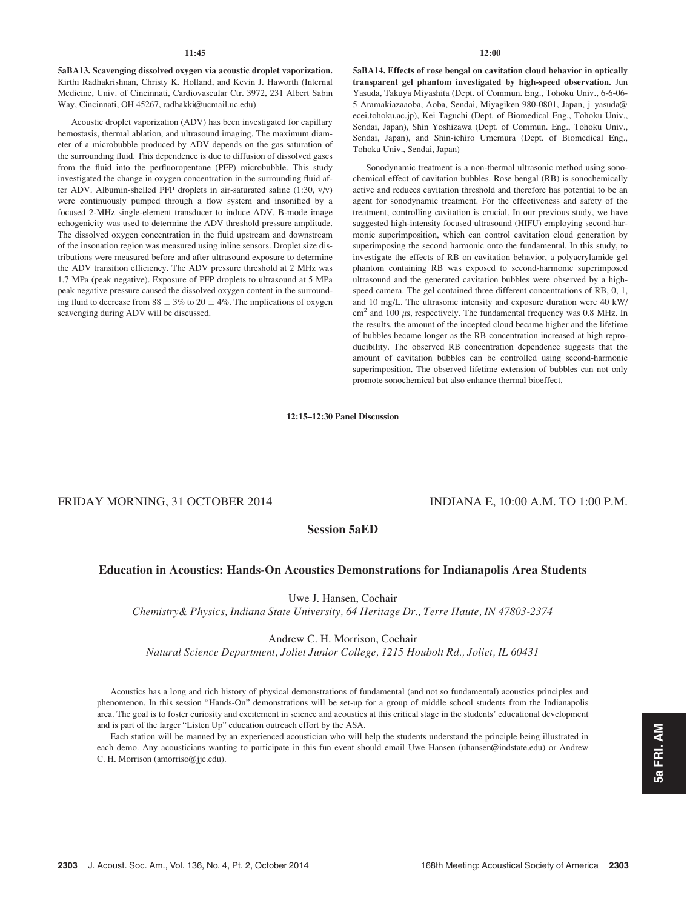**11:45**

**5aBA13. Scavenging dissolved oxygen via acoustic droplet vaporization.** Kirthi Radhakrishnan, Christy K. Holland, and Kevin J. Haworth (Internal Medicine, Univ. of Cincinnati, Cardiovascular Ctr. 3972, 231 Albert Sabin Way, Cincinnati, OH 45267, radhakki@ucmail.uc.edu)

Acoustic droplet vaporization (ADV) has been investigated for capillary hemostasis, thermal ablation, and ultrasound imaging. The maximum diameter of a microbubble produced by ADV depends on the gas saturation of the surrounding fluid. This dependence is due to diffusion of dissolved gases from the fluid into the perfluoropentane (PFP) microbubble. This study investigated the change in oxygen concentration in the surrounding fluid after ADV. Albumin-shelled PFP droplets in air-saturated saline (1:30, v/v) were continuously pumped through a flow system and insonified by a focused 2-MHz single-element transducer to induce ADV. B-mode image echogenicity was used to determine the ADV threshold pressure amplitude. The dissolved oxygen concentration in the fluid upstream and downstream of the insonation region was measured using inline sensors. Droplet size distributions were measured before and after ultrasound exposure to determine the ADV transition efficiency. The ADV pressure threshold at 2 MHz was 1.7 MPa (peak negative). Exposure of PFP droplets to ultrasound at 5 MPa peak negative pressure caused the dissolved oxygen content in the surrounding fluid to decrease from $88 \pm 3\%$ to $20 \pm 4\%$. The implications of oxygen scavenging during ADV will be discussed.

**12:00**

**5aBA14. Effects of rose bengal on cavitation cloud behavior in optically transparent gel phantom investigated by high-speed observation.** Jun Yasuda, Takuya Miyashita (Dept. of Commun. Eng., Tohoku Univ., 6-6-06-5 Aramakiazaaoba, Aoba, Sendai, Miyagiken 980-0801, Japan, j_yasuda@ecei.tohoku.ac.jp), Kei Taguchi (Dept. of Biomedical Eng., Tohoku Univ., Sendai, Japan), Shin Yoshizawa (Dept. of Commun. Eng., Tohoku Univ., Sendai, Japan), and Shin-ichiro Umemura (Dept. of Biomedical Eng., Tohoku Univ., Sendai, Japan)

Sonodynamic treatment is a non-thermal ultrasonic method using sonochemical effect of cavitation bubbles. Rose bengal (RB) is sonochemically active and reduces cavitation threshold and therefore has potential to be an agent for sonodynamic treatment. For the effectiveness and safety of the treatment, controlling cavitation is crucial. In our previous study, we have suggested high-intensity focused ultrasound (HIFU) employing second-harmonic superimposition, which can control cavitation cloud generation by superimposing the second harmonic onto the fundamental. In this study, to investigate the effects of RB on cavitation behavior, a polyacrylamide gel phantom containing RB was exposed to second-harmonic superimposed ultrasound and the generated cavitation bubbles were observed by a high-speed camera. The gel contained three different concentrations of RB, 0, 1, and 10 mg/L. The ultrasonic intensity and exposure duration were 40 kW/cm$^2$ and 100 $\mu$s, respectively. The fundamental frequency was 0.8 MHz. In the results, the amount of the incepted cloud became higher and the lifetime of bubbles became longer as the RB concentration increased at high reproducibility. The observed RB concentration dependence suggests that the amount of cavitation bubbles can be controlled using second-harmonic superimposition. The observed lifetime extension of bubbles can not only promote sonochemical but also enhance thermal bioeffect.

**12:15–12:30 Panel Discussion**

FRIDAY MORNING, 31 OCTOBER 2014 INDIANA E, 10:00 A.M. TO 1:00 P.M.

## Session 5aED

## Education in Acoustics: Hands-On Acoustics Demonstrations for Indianapolis Area Students

Uwe J. Hansen, Cochair
*Chemistry& Physics, Indiana State University, 64 Heritage Dr., Terre Haute, IN 47803-2374*

Andrew C. H. Morrison, Cochair
*Natural Science Department, Joliet Junior College, 1215 Houbolt Rd., Joliet, IL 60431*

Acoustics has a long and rich history of physical demonstrations of fundamental (and not so fundamental) acoustics principles and phenomenon. In this session "Hands-On" demonstrations will be set-up for a group of middle school students from the Indianapolis area. The goal is to foster curiosity and excitement in science and acoustics at this critical stage in the students' educational development and is part of the larger "Listen Up" education outreach effort by the ASA.

Each station will be manned by an experienced acoustician who will help the students understand the principle being illustrated in each demo. Any acousticians wanting to participate in this fun event should email Uwe Hansen (uhansen@indstate.edu) or Andrew C. H. Morrison (amorriso@jjc.edu).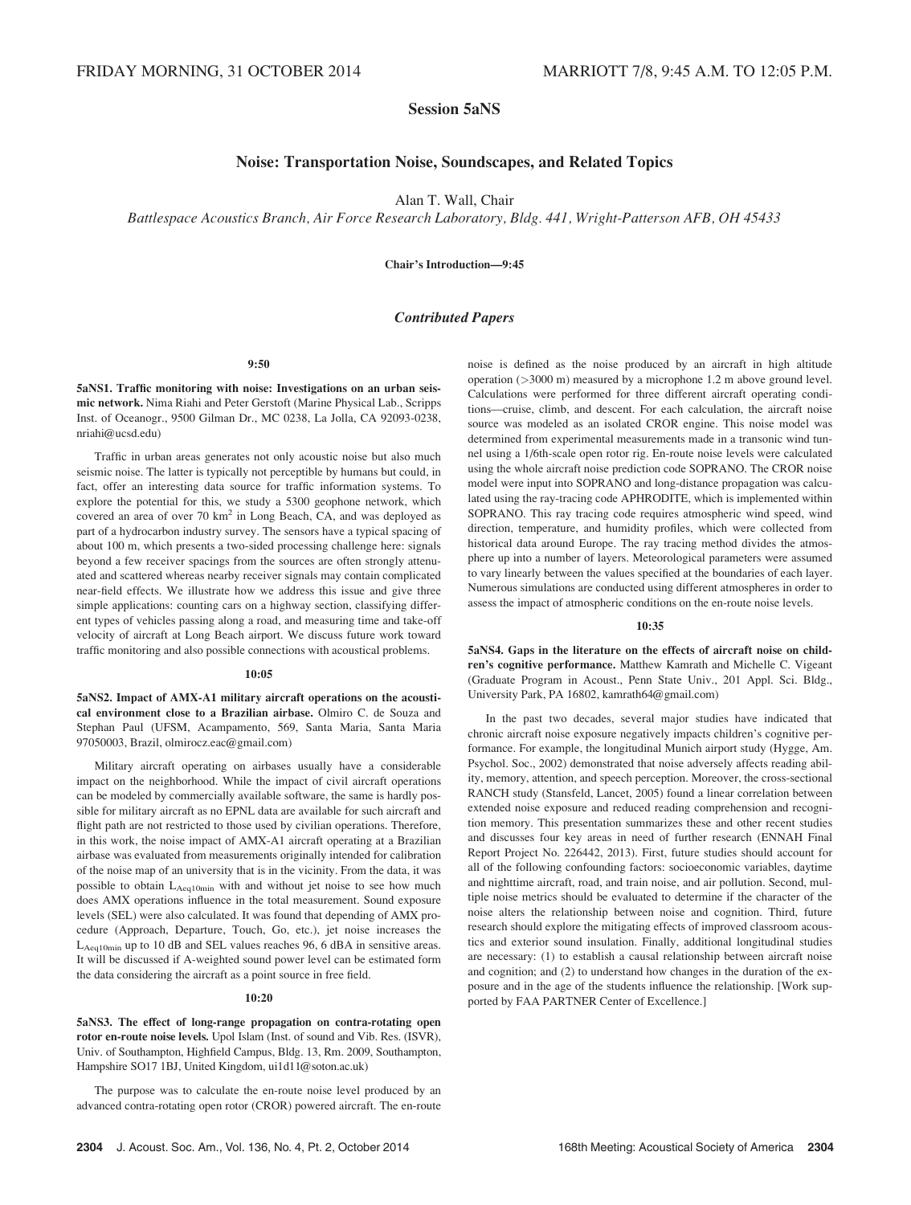FRIDAY MORNING, 31 OCTOBER 2014 MARRIOTT 7/8, 9:45 A.M. TO 12:05 P.M.

# Session 5aNS

## Noise: Transportation Noise, Soundscapes, and Related Topics

Alan T. Wall, Chair

*Battlespace Acoustics Branch, Air Force Research Laboratory, Bldg. 441, Wright-Patterson AFB, OH 45433*

**Chair's Introduction—9:45**

### *Contributed Papers*

**9:50**

**5aNS1. Traffic monitoring with noise: Investigations on an urban seismic network.** Nima Riahi and Peter Gerstoft (Marine Physical Lab., Scripps Inst. of Oceanogr., 9500 Gilman Dr., MC 0238, La Jolla, CA 92093-0238, nriahi@ucsd.edu)

Traffic in urban areas generates not only acoustic noise but also much seismic noise. The latter is typically not perceptible by humans but could, in fact, offer an interesting data source for traffic information systems. To explore the potential for this, we study a 5300 geophone network, which covered an area of over 70 km$^2$ in Long Beach, CA, and was deployed as part of a hydrocarbon industry survey. The sensors have a typical spacing of about 100 m, which presents a two-sided processing challenge here: signals beyond a few receiver spacings from the sources are often strongly attenuated and scattered whereas nearby receiver signals may contain complicated near-field effects. We illustrate how we address this issue and give three simple applications: counting cars on a highway section, classifying different types of vehicles passing along a road, and measuring time and take-off velocity of aircraft at Long Beach airport. We discuss future work toward traffic monitoring and also possible connections with acoustical problems.

**10:05**

**5aNS2. Impact of AMX-A1 military aircraft operations on the acoustical environment close to a Brazilian airbase.** Olmiro C. de Souza and Stephan Paul (UFSM, Acampamento, 569, Santa Maria, Santa Maria 97050003, Brazil, olmirocz.eac@gmail.com)

Military aircraft operating on airbases usually have a considerable impact on the neighborhood. While the impact of civil aircraft operations can be modeled by commercially available software, the same is hardly possible for military aircraft as no EPNL data are available for such aircraft and flight path are not restricted to those used by civilian operations. Therefore, in this work, the noise impact of AMX-A1 aircraft operating at a Brazilian airbase was evaluated from measurements originally intended for calibration of the noise map of an university that is in the vicinity. From the data, it was possible to obtain $L_{Aeq10min}$ with and without jet noise to see how much does AMX operations influence in the total measurement. Sound exposure levels (SEL) were also calculated. It was found that depending of AMX procedure (Approach, Departure, Touch, Go, etc.), jet noise increases the $L_{Aeq10min}$ up to 10 dB and SEL values reaches 96, 6 dBA in sensitive areas. It will be discussed if A-weighted sound power level can be estimated form the data considering the aircraft as a point source in free field.

**10:20**

**5aNS3. The effect of long-range propagation on contra-rotating open rotor en-route noise levels.** Upol Islam (Inst. of sound and Vib. Res. (ISVR), Univ. of Southampton, Highfield Campus, Bldg. 13, Rm. 2009, Southampton, Hampshire SO17 1BJ, United Kingdom, ui1d11@soton.ac.uk)

The purpose was to calculate the en-route noise level produced by an advanced contra-rotating open rotor (CROR) powered aircraft. The en-route noise is defined as the noise produced by an aircraft in high altitude operation (>3000 m) measured by a microphone 1.2 m above ground level. Calculations were performed for three different aircraft operating conditions—cruise, climb, and descent. For each calculation, the aircraft noise source was modeled as an isolated CROR engine. This noise model was determined from experimental measurements made in a transonic wind tunnel using a 1/6th-scale open rotor rig. En-route noise levels were calculated using the whole aircraft noise prediction code SOPRANO. The CROR noise model were input into SOPRANO and long-distance propagation was calculated using the ray-tracing code APHRODITE, which is implemented within SOPRANO. This ray tracing code requires atmospheric wind speed, wind direction, temperature, and humidity profiles, which were collected from historical data around Europe. The ray tracing method divides the atmosphere up into a number of layers. Meteorological parameters were assumed to vary linearly between the values specified at the boundaries of each layer. Numerous simulations are conducted using different atmospheres in order to assess the impact of atmospheric conditions on the en-route noise levels.

**10:35**

**5aNS4. Gaps in the literature on the effects of aircraft noise on children's cognitive performance.** Matthew Kamrath and Michelle C. Vigeant (Graduate Program in Acoust., Penn State Univ., 201 Appl. Sci. Bldg., University Park, PA 16802, kamrath64@gmail.com)

In the past two decades, several major studies have indicated that chronic aircraft noise exposure negatively impacts children's cognitive performance. For example, the longitudinal Munich airport study (Hygge, Am. Psychol. Soc., 2002) demonstrated that noise adversely affects reading ability, memory, attention, and speech perception. Moreover, the cross-sectional RANCH study (Stansfeld, Lancet, 2005) found a linear correlation between extended noise exposure and reduced reading comprehension and recognition memory. This presentation summarizes these and other recent studies and discusses four key areas in need of further research (ENNAH Final Report Project No. 226442, 2013). First, future studies should account for all of the following confounding factors: socioeconomic variables, daytime and nighttime aircraft, road, and train noise, and air pollution. Second, multiple noise metrics should be evaluated to determine if the character of the noise alters the relationship between noise and cognition. Third, future research should explore the mitigating effects of improved classroom acoustics and exterior sound insulation. Finally, additional longitudinal studies are necessary: (1) to establish a causal relationship between aircraft noise and cognition; and (2) to understand how changes in the duration of the exposure and in the age of the students influence the relationship. [Work supported by FAA PARTNER Center of Excellence.]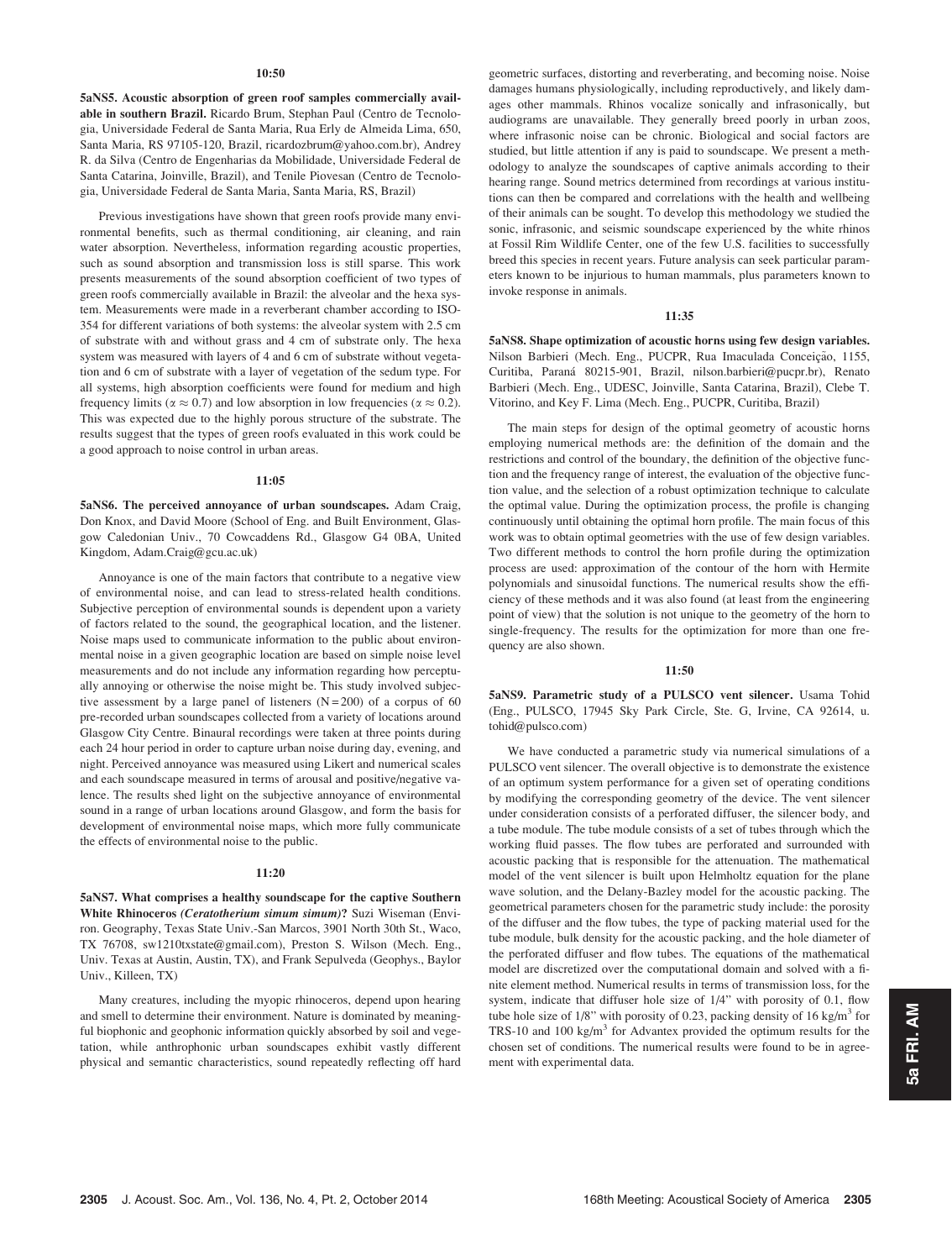**10:50**

**5aNS5. Acoustic absorption of green roof samples commercially available in southern Brazil.** Ricardo Brum, Stephan Paul (Centro de Tecnologia, Universidade Federal de Santa Maria, Rua Erly de Almeida Lima, 650, Santa Maria, RS 97105-120, Brazil, ricardozbrum@yahoo.com.br), Andrey R. da Silva (Centro de Engenharias da Mobilidade, Universidade Federal de Santa Catarina, Joinville, Brazil), and Tenile Piovesan (Centro de Tecnologia, Universidade Federal de Santa Maria, Santa Maria, RS, Brazil)

Previous investigations have shown that green roofs provide many environmental benefits, such as thermal conditioning, air cleaning, and rain water absorption. Nevertheless, information regarding acoustic properties, such as sound absorption and transmission loss is still sparse. This work presents measurements of the sound absorption coefficient of two types of green roofs commercially available in Brazil: the alveolar and the hexa system. Measurements were made in a reverberant chamber according to ISO-354 for different variations of both systems: the alveolar system with 2.5 cm of substrate with and without grass and 4 cm of substrate only. The hexa system was measured with layers of 4 and 6 cm of substrate without vegetation and 6 cm of substrate with a layer of vegetation of the sedum type. For all systems, high absorption coefficients were found for medium and high frequency limits ($\alpha \approx 0.7$) and low absorption in low frequencies ($\alpha \approx 0.2$). This was expected due to the highly porous structure of the substrate. The results suggest that the types of green roofs evaluated in this work could be a good approach to noise control in urban areas.

**11:05**

**5aNS6. The perceived annoyance of urban soundscapes.** Adam Craig, Don Knox, and David Moore (School of Eng. and Built Environment, Glasgow Caledonian Univ., 70 Cowcaddens Rd., Glasgow G4 0BA, United Kingdom, Adam.Craig@gcu.ac.uk)

Annoyance is one of the main factors that contribute to a negative view of environmental noise, and can lead to stress-related health conditions. Subjective perception of environmental sounds is dependent upon a variety of factors related to the sound, the geographical location, and the listener. Noise maps used to communicate information to the public about environmental noise in a given geographic location are based on simple noise level measurements and do not include any information regarding how perceptually annoying or otherwise the noise might be. This study involved subjective assessment by a large panel of listeners ($N = 200$) of a corpus of 60 pre-recorded urban soundscapes collected from a variety of locations around Glasgow City Centre. Binaural recordings were taken at three points during each 24 hour period in order to capture urban noise during day, evening, and night. Perceived annoyance was measured using Likert and numerical scales and each soundscape measured in terms of arousal and positive/negative valence. The results shed light on the subjective annoyance of environmental sound in a range of urban locations around Glasgow, and form the basis for development of environmental noise maps, which more fully communicate the effects of environmental noise to the public.

**11:20**

**5aNS7. What comprises a healthy soundscape for the captive Southern White Rhinoceros *(Ceratotherium simum simum)*?** Suzi Wiseman (Environ. Geography, Texas State Univ.-San Marcos, 3901 North 30th St., Waco, TX 76708, sw1210txstate@gmail.com), Preston S. Wilson (Mech. Eng., Univ. Texas at Austin, Austin, TX), and Frank Sepulveda (Geophys., Baylor Univ., Killeen, TX)

Many creatures, including the myopic rhinoceros, depend upon hearing and smell to determine their environment. Nature is dominated by meaningful biophonic and geophonic information quickly absorbed by soil and vegetation, while anthrophonic urban soundscapes exhibit vastly different physical and semantic characteristics, sound repeatedly reflecting off hard geometric surfaces, distorting and reverberating, and becoming noise. Noise damages humans physiologically, including reproductively, and likely damages other mammals. Rhinos vocalize sonically and infrasonically, but audiograms are unavailable. They generally breed poorly in urban zoos, where infrasonic noise can be chronic. Biological and social factors are studied, but little attention if any is paid to soundscape. We present a methodology to analyze the soundscapes of captive animals according to their hearing range. Sound metrics determined from recordings at various institutions can then be compared and correlations with the health and wellbeing of their animals can be sought. To develop this methodology we studied the sonic, infrasonic, and seismic soundscape experienced by the white rhinos at Fossil Rim Wildlife Center, one of the few U.S. facilities to successfully breed this species in recent years. Future analysis can seek particular parameters known to be injurious to human mammals, plus parameters known to invoke response in animals.

**11:35**

**5aNS8. Shape optimization of acoustic horns using few design variables.** Nilson Barbieri (Mech. Eng., PUCPR, Rua Imaculada Conceição, 1155, Curitiba, Paraná 80215-901, Brazil, nilson.barbieri@pucpr.br), Renato Barbieri (Mech. Eng., UDESC, Joinville, Santa Catarina, Brazil), Clebe T. Vitorino, and Key F. Lima (Mech. Eng., PUCPR, Curitiba, Brazil)

The main steps for design of the optimal geometry of acoustic horns employing numerical methods are: the definition of the domain and the restrictions and control of the boundary, the definition of the objective function and the frequency range of interest, the evaluation of the objective function value, and the selection of a robust optimization technique to calculate the optimal value. During the optimization process, the profile is changing continuously until obtaining the optimal horn profile. The main focus of this work was to obtain optimal geometries with the use of few design variables. Two different methods to control the horn profile during the optimization process are used: approximation of the contour of the horn with Hermite polynomials and sinusoidal functions. The numerical results show the efficiency of these methods and it was also found (at least from the engineering point of view) that the solution is not unique to the geometry of the horn to single-frequency. The results for the optimization for more than one frequency are also shown.

**11:50**

**5aNS9. Parametric study of a PULSCO vent silencer.** Usama Tohid (Eng., PULSCO, 17945 Sky Park Circle, Ste. G, Irvine, CA 92614, u.tohid@pulsco.com)

We have conducted a parametric study via numerical simulations of a PULSCO vent silencer. The overall objective is to demonstrate the existence of an optimum system performance for a given set of operating conditions by modifying the corresponding geometry of the device. The vent silencer under consideration consists of a perforated diffuser, the silencer body, and a tube module. The tube module consists of a set of tubes through which the working fluid passes. The flow tubes are perforated and surrounded with acoustic packing that is responsible for the attenuation. The mathematical model of the vent silencer is built upon Helmholtz equation for the plane wave solution, and the Delany-Bazley model for the acoustic packing. The geometrical parameters chosen for the parametric study include: the porosity of the diffuser and the flow tubes, the type of packing material used for the tube module, bulk density for the acoustic packing, and the hole diameter of the perforated diffuser and flow tubes. The equations of the mathematical model are discretized over the computational domain and solved with a finite element method. Numerical results in terms of transmission loss, for the system, indicate that diffuser hole size of 1/4" with porosity of 0.1, flow tube hole size of 1/8" with porosity of 0.23, packing density of 16 kg/m$^3$ for TRS-10 and 100 kg/m$^3$ for Advantex provided the optimum results for the chosen set of conditions. The numerical results were found to be in agreement with experimental data.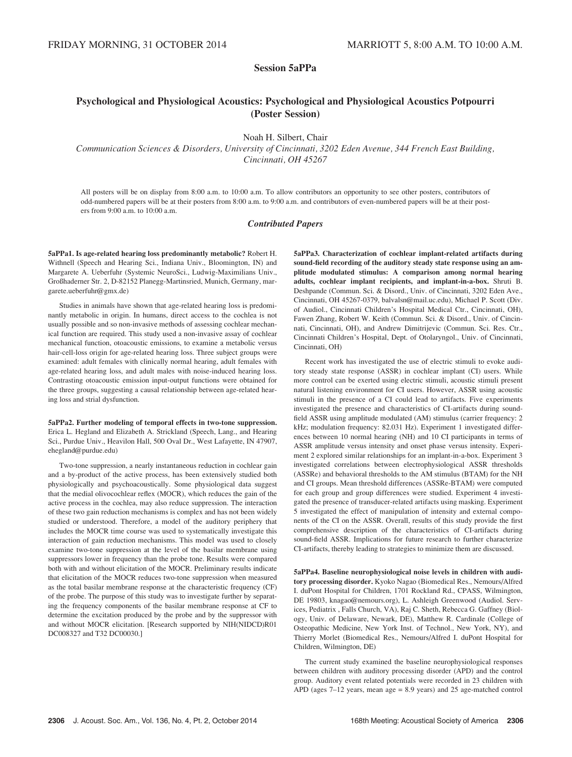FRIDAY MORNING, 31 OCTOBER 2014 MARRIOTT 5, 8:00 A.M. TO 10:00 A.M.

## Session 5aPPa

## Psychological and Physiological Acoustics: Psychological and Physiological Acoustics Potpourri (Poster Session)

Noah H. Silbert, Chair

*Communication Sciences & Disorders, University of Cincinnati, 3202 Eden Avenue, 344 French East Building, Cincinnati, OH 45267*

All posters will be on display from 8:00 a.m. to 10:00 a.m. To allow contributors an opportunity to see other posters, contributors of odd-numbered papers will be at their posters from 8:00 a.m. to 9:00 a.m. and contributors of even-numbered papers will be at their posters from 9:00 a.m. to 10:00 a.m.

### *Contributed Papers*

**5aPPa1. Is age-related hearing loss predominantly metabolic?** Robert H. Withnell (Speech and Hearing Sci., Indiana Univ., Bloomington, IN) and Margarete A. Ueberfuhr (Systemic NeuroSci., Ludwig-Maximilians Univ., Großhaderner Str. 2, D-82152 Planegg-Martinsried, Munich, Germany, margarete.ueberfuhr@gmx.de)

Studies in animals have shown that age-related hearing loss is predominantly metabolic in origin. In humans, direct access to the cochlea is not usually possible and so non-invasive methods of assessing cochlear mechanical function are required. This study used a non-invasive assay of cochlear mechanical function, otoacoustic emissions, to examine a metabolic versus hair-cell-loss origin for age-related hearing loss. Three subject groups were examined: adult females with clinically normal hearing, adult females with age-related hearing loss, and adult males with noise-induced hearing loss. Contrasting otoacoustic emission input-output functions were obtained for the three groups, suggesting a causal relationship between age-related hearing loss and strial dysfunction.

**5aPPa2. Further modeling of temporal effects in two-tone suppression.** Erica L. Hegland and Elizabeth A. Strickland (Speech, Lang., and Hearing Sci., Purdue Univ., Heavilon Hall, 500 Oval Dr., West Lafayette, IN 47907, ehegland@purdue.edu)

Two-tone suppression, a nearly instantaneous reduction in cochlear gain and a by-product of the active process, has been extensively studied both physiologically and psychoacoustically. Some physiological data suggest that the medial olivocochlear reflex (MOCR), which reduces the gain of the active process in the cochlea, may also reduce suppression. The interaction of these two gain reduction mechanisms is complex and has not been widely studied or understood. Therefore, a model of the auditory periphery that includes the MOCR time course was used to systematically investigate this interaction of gain reduction mechanisms. This model was used to closely examine two-tone suppression at the level of the basilar membrane using suppressors lower in frequency than the probe tone. Results were compared both with and without elicitation of the MOCR. Preliminary results indicate that elicitation of the MOCR reduces two-tone suppression when measured as the total basilar membrane response at the characteristic frequency (CF) of the probe. The purpose of this study was to investigate further by separating the frequency components of the basilar membrane response at CF to determine the excitation produced by the probe and by the suppressor with and without MOCR elicitation. [Research supported by NIH(NIDCD)R01 DC008327 and T32 DC00030.]

**5aPPa3. Characterization of cochlear implant-related artifacts during sound-field recording of the auditory steady state response using an amplitude modulated stimulus: A comparison among normal hearing adults, cochlear implant recipients, and implant-in-a-box.** Shruti B. Deshpande (Commun. Sci. & Disord., Univ. of Cincinnati, 3202 Eden Ave., Cincinnati, OH 45267-0379, balvalsn@mail.uc.edu), Michael P. Scott (Div. of Audiol., Cincinnati Children's Hospital Medical Ctr., Cincinnati, OH), Fawen Zhang, Robert W. Keith (Commun. Sci. & Disord., Univ. of Cincinnati, Cincinnati, OH), and Andrew Dimitrijevic (Commun. Sci. Res. Ctr., Cincinnati Children's Hospital, Dept. of Otolaryngol., Univ. of Cincinnati, Cincinnati, OH)

Recent work has investigated the use of electric stimuli to evoke auditory steady state response (ASSR) in cochlear implant (CI) users. While more control can be exerted using electric stimuli, acoustic stimuli present natural listening environment for CI users. However, ASSR using acoustic stimuli in the presence of a CI could lead to artifacts. Five experiments investigated the presence and characteristics of CI-artifacts during sound-field ASSR using amplitude modulated (AM) stimulus (carrier frequency: 2 kHz; modulation frequency: 82.031 Hz). Experiment 1 investigated differences between 10 normal hearing (NH) and 10 CI participants in terms of ASSR amplitude versus intensity and onset phase versus intensity. Experiment 2 explored similar relationships for an implant-in-a-box. Experiment 3 investigated correlations between electrophysiological ASSR thresholds (ASSRe) and behavioral thresholds to the AM stimulus (BTAM) for the NH and CI groups. Mean threshold differences (ASSRe-BTAM) were computed for each group and group differences were studied. Experiment 4 investigated the presence of transducer-related artifacts using masking. Experiment 5 investigated the effect of manipulation of intensity and external components of the CI on the ASSR. Overall, results of this study provide the first comprehensive description of the characteristics of CI-artifacts during sound-field ASSR. Implications for future research to further characterize CI-artifacts, thereby leading to strategies to minimize them are discussed.

**5aPPa4. Baseline neurophysiological noise levels in children with auditory processing disorder.** Kyoko Nagao (Biomedical Res., Nemours/Alfred I. duPont Hospital for Children, 1701 Rockland Rd., CPASS, Wilmington, DE 19803, knagao@nemours.org), L. Ashleigh Greenwood (Audiol. Services, Pediatrix , Falls Church, VA), Raj C. Sheth, Rebecca G. Gaffney (Biology, Univ. of Delaware, Newark, DE), Matthew R. Cardinale (College of Osteopathic Medicine, New York Inst. of Technol., New York, NY), and Thierry Morlet (Biomedical Res., Nemours/Alfred I. duPont Hospital for Children, Wilmington, DE)

The current study examined the baseline neurophysiological responses between children with auditory processing disorder (APD) and the control group. Auditory event related potentials were recorded in 23 children with APD (ages 7–12 years, mean age = 8.9 years) and 25 age-matched control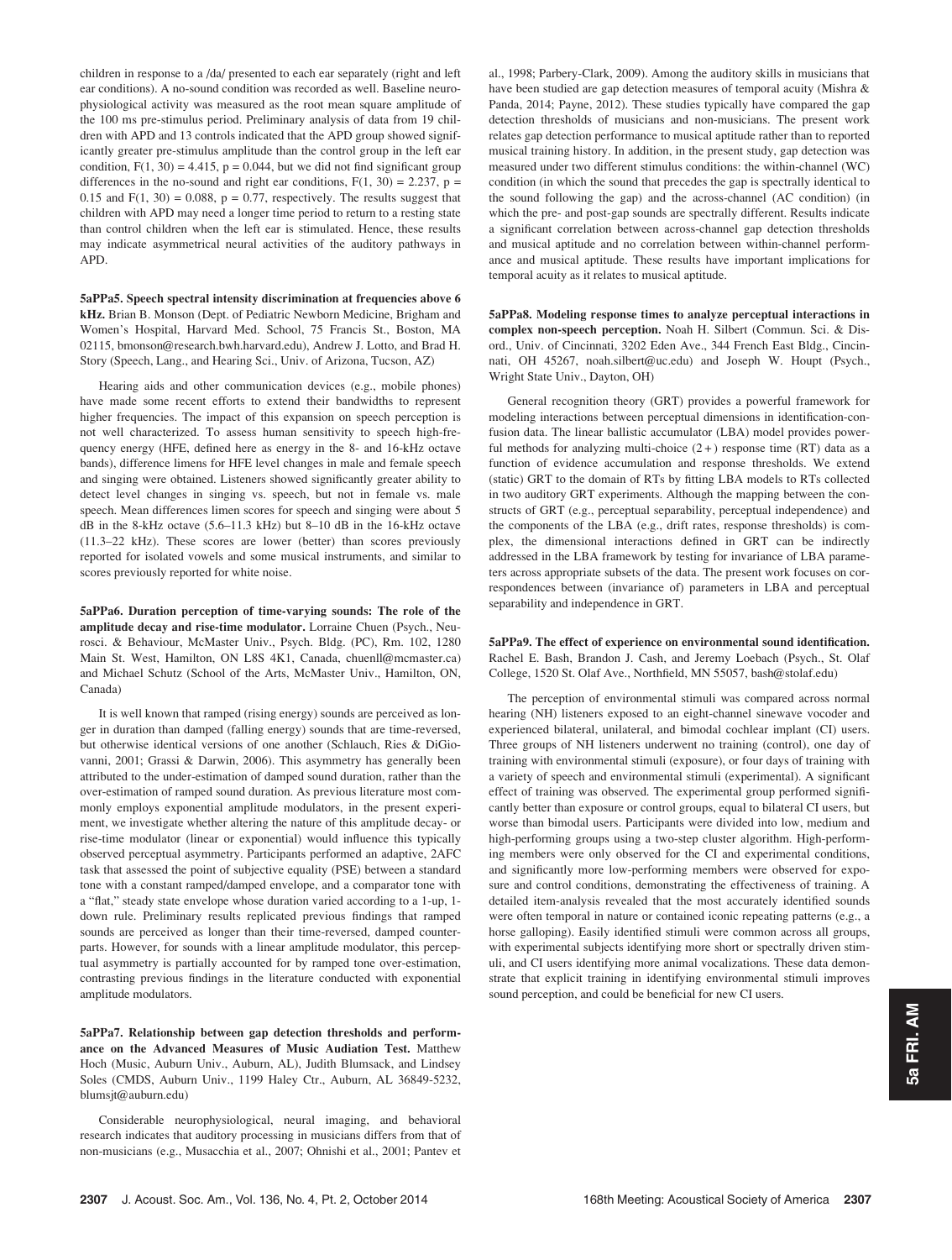children in response to a /da/ presented to each ear separately (right and left ear conditions). A no-sound condition was recorded as well. Baseline neurophysiological activity was measured as the root mean square amplitude of the 100 ms pre-stimulus period. Preliminary analysis of data from 19 children with APD and 13 controls indicated that the APD group showed significantly greater pre-stimulus amplitude than the control group in the left ear condition, $F(1, 30) = 4.415$, $p = 0.044$, but we did not find significant group differences in the no-sound and right ear conditions, $F(1, 30) = 2.237$, $p = 0.15$ and $F(1, 30) = 0.088$, $p = 0.77$, respectively. The results suggest that children with APD may need a longer time period to return to a resting state than control children when the left ear is stimulated. Hence, these results may indicate asymmetrical neural activities of the auditory pathways in APD.

**5aPPa5. Speech spectral intensity discrimination at frequencies above 6 kHz.** Brian B. Monson (Dept. of Pediatric Newborn Medicine, Brigham and Women's Hospital, Harvard Med. School, 75 Francis St., Boston, MA 02115, bmonson@research.bwh.harvard.edu), Andrew J. Lotto, and Brad H. Story (Speech, Lang., and Hearing Sci., Univ. of Arizona, Tucson, AZ)

Hearing aids and other communication devices (e.g., mobile phones) have made some recent efforts to extend their bandwidths to represent higher frequencies. The impact of this expansion on speech perception is not well characterized. To assess human sensitivity to speech high-frequency energy (HFE, defined here as energy in the 8- and 16-kHz octave bands), difference limens for HFE level changes in male and female speech and singing were obtained. Listeners showed significantly greater ability to detect level changes in singing vs. speech, but not in female vs. male speech. Mean differences limen scores for speech and singing were about 5 dB in the 8-kHz octave (5.6–11.3 kHz) but 8–10 dB in the 16-kHz octave (11.3–22 kHz). These scores are lower (better) than scores previously reported for isolated vowels and some musical instruments, and similar to scores previously reported for white noise.

**5aPPa6. Duration perception of time-varying sounds: The role of the amplitude decay and rise-time modulator.** Lorraine Chuen (Psych., Neurosci. & Behaviour, McMaster Univ., Psych. Bldg. (PC), Rm. 102, 1280 Main St. West, Hamilton, ON L8S 4K1, Canada, chuenll@mcmaster.ca) and Michael Schutz (School of the Arts, McMaster Univ., Hamilton, ON, Canada)

It is well known that ramped (rising energy) sounds are perceived as longer in duration than damped (falling energy) sounds that are time-reversed, but otherwise identical versions of one another (Schlauch, Ries & DiGiovanni, 2001; Grassi & Darwin, 2006). This asymmetry has generally been attributed to the under-estimation of damped sound duration, rather than the over-estimation of ramped sound duration. As previous literature most commonly employs exponential amplitude modulators, in the present experiment, we investigate whether altering the nature of this amplitude decay- or rise-time modulator (linear or exponential) would influence this typically observed perceptual asymmetry. Participants performed an adaptive, 2AFC task that assessed the point of subjective equality (PSE) between a standard tone with a constant ramped/damped envelope, and a comparator tone with a "flat," steady state envelope whose duration varied according to a 1-up, 1-down rule. Preliminary results replicated previous findings that ramped sounds are perceived as longer than their time-reversed, damped counterparts. However, for sounds with a linear amplitude modulator, this perceptual asymmetry is partially accounted for by ramped tone over-estimation, contrasting previous findings in the literature conducted with exponential amplitude modulators.

**5aPPa7. Relationship between gap detection thresholds and performance on the Advanced Measures of Music Audiation Test.** Matthew Hoch (Music, Auburn Univ., Auburn, AL), Judith Blumsack, and Lindsey Soles (CMDS, Auburn Univ., 1199 Haley Ctr., Auburn, AL 36849-5232, blumsjt@auburn.edu)

Considerable neurophysiological, neural imaging, and behavioral research indicates that auditory processing in musicians differs from that of non-musicians (e.g., Musacchia et al., 2007; Ohnishi et al., 2001; Pantev et al., 1998; Parbery-Clark, 2009). Among the auditory skills in musicians that have been studied are gap detection measures of temporal acuity (Mishra & Panda, 2014; Payne, 2012). These studies typically have compared the gap detection thresholds of musicians and non-musicians. The present work relates gap detection performance to musical aptitude rather than to reported musical training history. In addition, in the present study, gap detection was measured under two different stimulus conditions: the within-channel (WC) condition (in which the sound that precedes the gap is spectrally identical to the sound following the gap) and the across-channel (AC condition) (in which the pre- and post-gap sounds are spectrally different. Results indicate a significant correlation between across-channel gap detection thresholds and musical aptitude and no correlation between within-channel performance and musical aptitude. These results have important implications for temporal acuity as it relates to musical aptitude.

**5aPPa8. Modeling response times to analyze perceptual interactions in complex non-speech perception.** Noah H. Silbert (Commun. Sci. & Disord., Univ. of Cincinnati, 3202 Eden Ave., 344 French East Bldg., Cincinnati, OH 45267, noah.silbert@uc.edu) and Joseph W. Houpt (Psych., Wright State Univ., Dayton, OH)

General recognition theory (GRT) provides a powerful framework for modeling interactions between perceptual dimensions in identification-confusion data. The linear ballistic accumulator (LBA) model provides powerful methods for analyzing multi-choice (2+) response time (RT) data as a function of evidence accumulation and response thresholds. We extend (static) GRT to the domain of RTs by fitting LBA models to RTs collected in two auditory GRT experiments. Although the mapping between the constructs of GRT (e.g., perceptual separability, perceptual independence) and the components of the LBA (e.g., drift rates, response thresholds) is complex, the dimensional interactions defined in GRT can be indirectly addressed in the LBA framework by testing for invariance of LBA parameters across appropriate subsets of the data. The present work focuses on correspondences between (invariance of) parameters in LBA and perceptual separability and independence in GRT.

**5aPPa9. The effect of experience on environmental sound identification.** Rachel E. Bash, Brandon J. Cash, and Jeremy Loebach (Psych., St. Olaf College, 1520 St. Olaf Ave., Northfield, MN 55057, bash@stolaf.edu)

The perception of environmental stimuli was compared across normal hearing (NH) listeners exposed to an eight-channel sinewave vocoder and experienced bilateral, unilateral, and bimodal cochlear implant (CI) users. Three groups of NH listeners underwent no training (control), one day of training with environmental stimuli (exposure), or four days of training with a variety of speech and environmental stimuli (experimental). A significant effect of training was observed. The experimental group performed significantly better than exposure or control groups, equal to bilateral CI users, but worse than bimodal users. Participants were divided into low, medium and high-performing groups using a two-step cluster algorithm. High-performing members were only observed for the CI and experimental conditions, and significantly more low-performing members were observed for exposure and control conditions, demonstrating the effectiveness of training. A detailed item-analysis revealed that the most accurately identified sounds were often temporal in nature or contained iconic repeating patterns (e.g., a horse galloping). Easily identified stimuli were common across all groups, with experimental subjects identifying more short or spectrally driven stimuli, and CI users identifying more animal vocalizations. These data demonstrate that explicit training in identifying environmental stimuli improves sound perception, and could be beneficial for new CI users.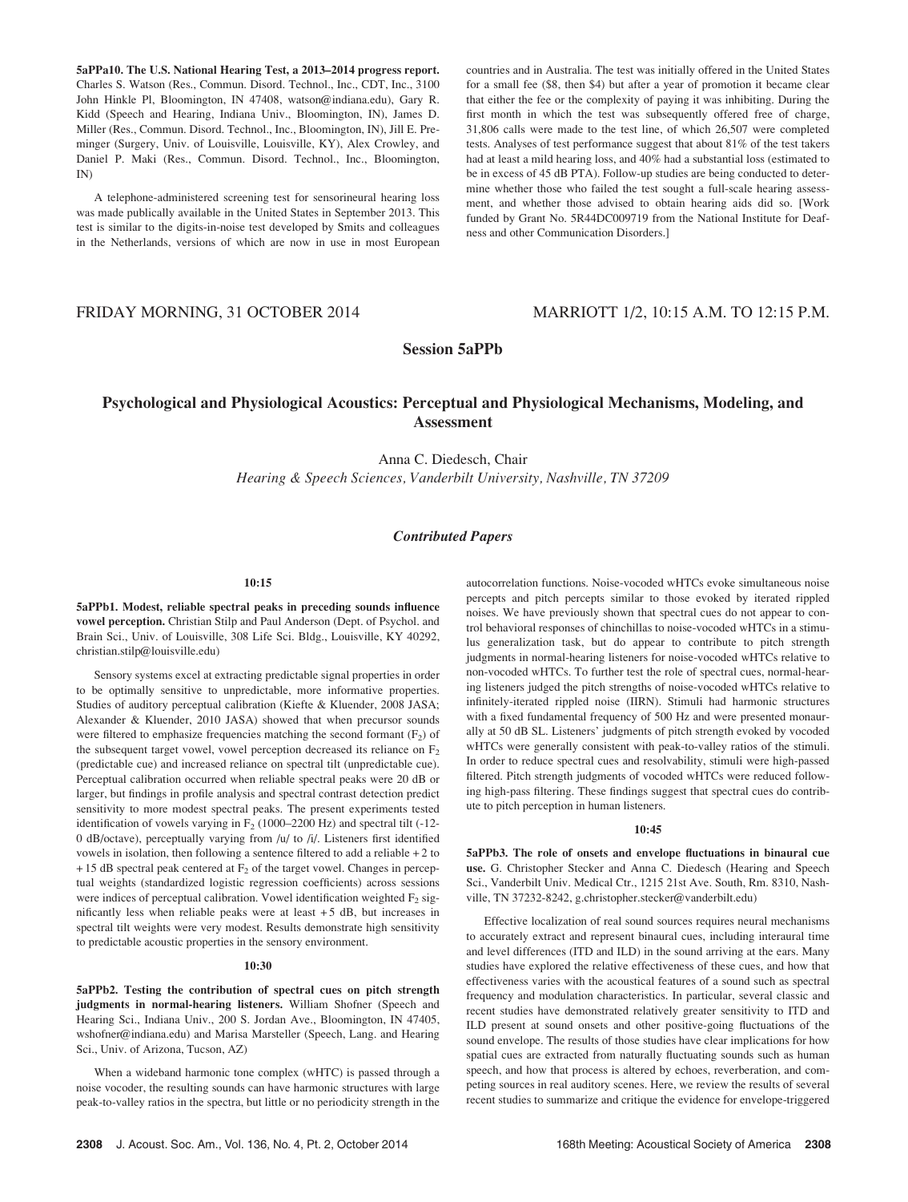**5aPPa10. The U.S. National Hearing Test, a 2013–2014 progress report.** Charles S. Watson (Res., Commun. Disord. Technol., Inc., CDT, Inc., 3100 John Hinkle Pl, Bloomington, IN 47408, watson@indiana.edu), Gary R. Kidd (Speech and Hearing, Indiana Univ., Bloomington, IN), James D. Miller (Res., Commun. Disord. Technol., Inc., Bloomington, IN), Jill E. Preminger (Surgery, Univ. of Louisville, Louisville, KY), Alex Crowley, and Daniel P. Maki (Res., Commun. Disord. Technol., Inc., Bloomington, IN)

A telephone-administered screening test for sensorineural hearing loss was made publically available in the United States in September 2013. This test is similar to the digits-in-noise test developed by Smits and colleagues in the Netherlands, versions of which are now in use in most European countries and in Australia. The test was initially offered in the United States for a small fee ($8, then $4) but after a year of promotion it became clear that either the fee or the complexity of paying it was inhibiting. During the first month in which the test was subsequently offered free of charge, 31,806 calls were made to the test line, of which 26,507 were completed tests. Analyses of test performance suggest that about 81% of the test takers had at least a mild hearing loss, and 40% had a substantial loss (estimated to be in excess of 45 dB PTA). Follow-up studies are being conducted to determine whether those who failed the test sought a full-scale hearing assessment, and whether those advised to obtain hearing aids did so. [Work funded by Grant No. 5R44DC009719 from the National Institute for Deafness and other Communication Disorders.]

FRIDAY MORNING, 31 OCTOBER 2014 — MARRIOTT 1/2, 10:15 A.M. TO 12:15 P.M.

# Session 5aPPb

## Psychological and Physiological Acoustics: Perceptual and Physiological Mechanisms, Modeling, and Assessment

Anna C. Diedesch, Chair
*Hearing & Speech Sciences, Vanderbilt University, Nashville, TN 37209*

### *Contributed Papers*

**10:15**

**5aPPb1. Modest, reliable spectral peaks in preceding sounds influence vowel perception.** Christian Stilp and Paul Anderson (Dept. of Psychol. and Brain Sci., Univ. of Louisville, 308 Life Sci. Bldg., Louisville, KY 40292, christian.stilp@louisville.edu)

Sensory systems excel at extracting predictable signal properties in order to be optimally sensitive to unpredictable, more informative properties. Studies of auditory perceptual calibration (Kiefte & Kluender, 2008 JASA; Alexander & Kluender, 2010 JASA) showed that when precursor sounds were filtered to emphasize frequencies matching the second formant ($F_2$) of the subsequent target vowel, vowel perception decreased its reliance on $F_2$ (predictable cue) and increased reliance on spectral tilt (unpredictable cue). Perceptual calibration occurred when reliable spectral peaks were 20 dB or larger, but findings in profile analysis and spectral contrast detection predict sensitivity to more modest spectral peaks. The present experiments tested identification of vowels varying in $F_2$ (1000–2200 Hz) and spectral tilt (-12-0 dB/octave), perceptually varying from /u/ to /i/. Listeners first identified vowels in isolation, then following a sentence filtered to add a reliable +2 to +15 dB spectral peak centered at $F_2$ of the target vowel. Changes in perceptual weights (standardized logistic regression coefficients) across sessions were indices of perceptual calibration. Vowel identification weighted $F_2$ significantly less when reliable peaks were at least +5 dB, but increases in spectral tilt weights were very modest. Results demonstrate high sensitivity to predictable acoustic properties in the sensory environment.

**10:30**

**5aPPb2. Testing the contribution of spectral cues on pitch strength judgments in normal-hearing listeners.** William Shofner (Speech and Hearing Sci., Indiana Univ., 200 S. Jordan Ave., Bloomington, IN 47405, wshofner@indiana.edu) and Marisa Marsteller (Speech, Lang. and Hearing Sci., Univ. of Arizona, Tucson, AZ)

When a wideband harmonic tone complex (wHTC) is passed through a noise vocoder, the resulting sounds can have harmonic structures with large peak-to-valley ratios in the spectra, but little or no periodicity strength in the autocorrelation functions. Noise-vocoded wHTCs evoke simultaneous noise percepts and pitch percepts similar to those evoked by iterated rippled noises. We have previously shown that spectral cues do not appear to control behavioral responses of chinchillas to noise-vocoded wHTCs in a stimulus generalization task, but do appear to contribute to pitch strength judgments in normal-hearing listeners for noise-vocoded wHTCs relative to non-vocoded wHTCs. To further test the role of spectral cues, normal-hearing listeners judged the pitch strengths of noise-vocoded wHTCs relative to infinitely-iterated rippled noise (IIRN). Stimuli had harmonic structures with a fixed fundamental frequency of 500 Hz and were presented monaurally at 50 dB SL. Listeners' judgments of pitch strength evoked by vocoded wHTCs were generally consistent with peak-to-valley ratios of the stimuli. In order to reduce spectral cues and resolvability, stimuli were high-passed filtered. Pitch strength judgments of vocoded wHTCs were reduced following high-pass filtering. These findings suggest that spectral cues do contribute to pitch perception in human listeners.

**10:45**

**5aPPb3. The role of onsets and envelope fluctuations in binaural cue use.** G. Christopher Stecker and Anna C. Diedesch (Hearing and Speech Sci., Vanderbilt Univ. Medical Ctr., 1215 21st Ave. South, Rm. 8310, Nashville, TN 37232-8242, g.christopher.stecker@vanderbilt.edu)

Effective localization of real sound sources requires neural mechanisms to accurately extract and represent binaural cues, including interaural time and level differences (ITD and ILD) in the sound arriving at the ears. Many studies have explored the relative effectiveness of these cues, and how that effectiveness varies with the acoustical features of a sound such as spectral frequency and modulation characteristics. In particular, several classic and recent studies have demonstrated relatively greater sensitivity to ITD and ILD present at sound onsets and other positive-going fluctuations of the sound envelope. The results of those studies have clear implications for how spatial cues are extracted from naturally fluctuating sounds such as human speech, and how that process is altered by echoes, reverberation, and competing sources in real auditory scenes. Here, we review the results of several recent studies to summarize and critique the evidence for envelope-triggered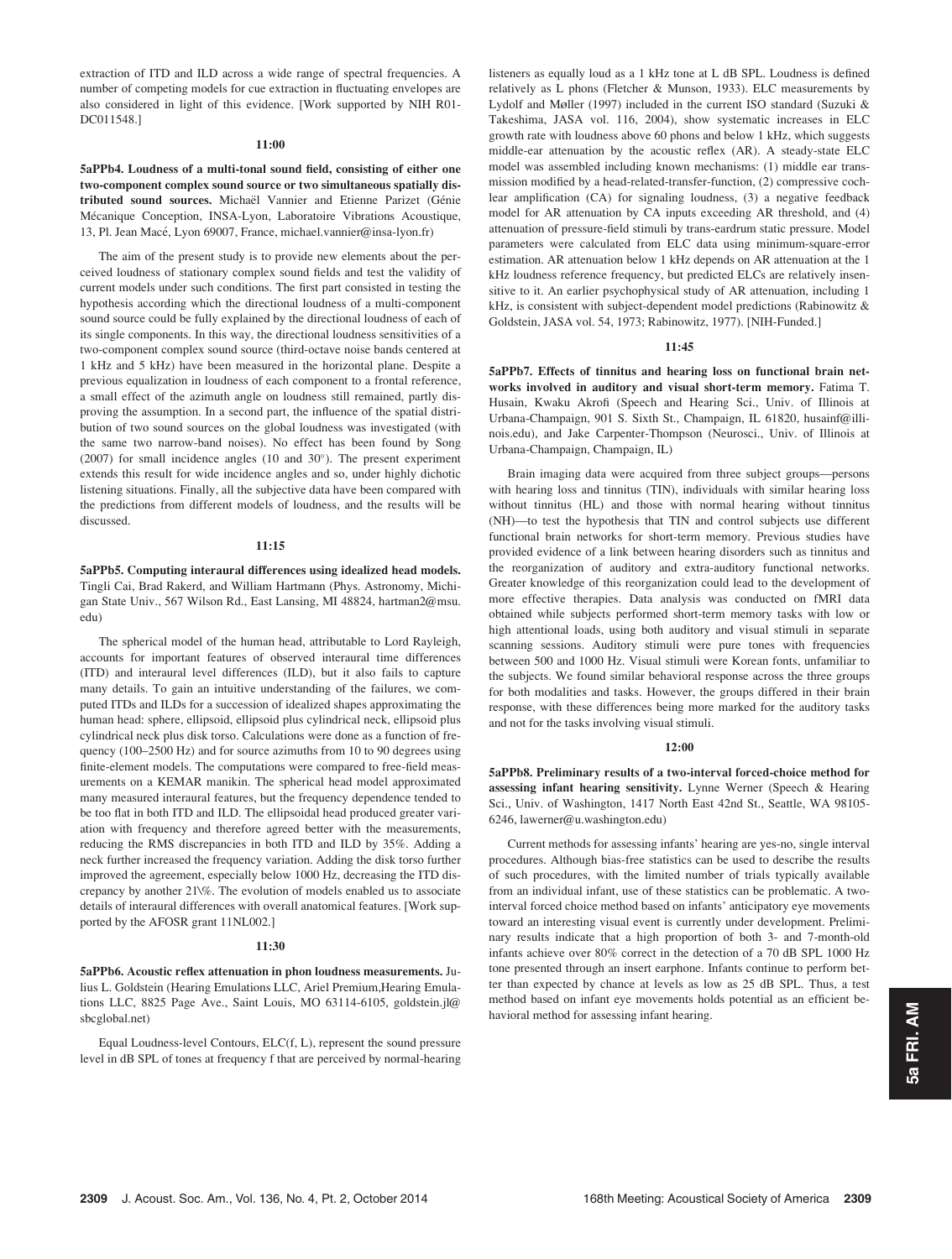extraction of ITD and ILD across a wide range of spectral frequencies. A number of competing models for cue extraction in fluctuating envelopes are also considered in light of this evidence. [Work supported by NIH R01-DC011548.]

**11:00**

**5aPPb4. Loudness of a multi-tonal sound field, consisting of either one two-component complex sound source or two simultaneous spatially distributed sound sources.** Michaël Vannier and Etienne Parizet (Génie Mécanique Conception, INSA-Lyon, Laboratoire Vibrations Acoustique, 13, Pl. Jean Macé, Lyon 69007, France, michael.vannier@insa-lyon.fr)

The aim of the present study is to provide new elements about the perceived loudness of stationary complex sound fields and test the validity of current models under such conditions. The first part consisted in testing the hypothesis according which the directional loudness of a multi-component sound source could be fully explained by the directional loudness of each of its single components. In this way, the directional loudness sensitivities of a two-component complex sound source (third-octave noise bands centered at 1 kHz and 5 kHz) have been measured in the horizontal plane. Despite a previous equalization in loudness of each component to a frontal reference, a small effect of the azimuth angle on loudness still remained, partly disproving the assumption. In a second part, the influence of the spatial distribution of two sound sources on the global loudness was investigated (with the same two narrow-band noises). No effect has been found by Song (2007) for small incidence angles (10 and 30°). The present experiment extends this result for wide incidence angles and so, under highly dichotic listening situations. Finally, all the subjective data have been compared with the predictions from different models of loudness, and the results will be discussed.

**11:15**

**5aPPb5. Computing interaural differences using idealized head models.** Tingli Cai, Brad Rakerd, and William Hartmann (Phys. Astronomy, Michigan State Univ., 567 Wilson Rd., East Lansing, MI 48824, hartman2@msu.edu)

The spherical model of the human head, attributable to Lord Rayleigh, accounts for important features of observed interaural time differences (ITD) and interaural level differences (ILD), but it also fails to capture many details. To gain an intuitive understanding of the failures, we computed ITDs and ILDs for a succession of idealized shapes approximating the human head: sphere, ellipsoid, ellipsoid plus cylindrical neck, ellipsoid plus cylindrical neck plus disk torso. Calculations were done as a function of frequency (100–2500 Hz) and for source azimuths from 10 to 90 degrees using finite-element models. The computations were compared to free-field measurements on a KEMAR manikin. The spherical head model approximated many measured interaural features, but the frequency dependence tended to be too flat in both ITD and ILD. The ellipsoidal head produced greater variation with frequency and therefore agreed better with the measurements, reducing the RMS discrepancies in both ITD and ILD by 35%. Adding a neck further increased the frequency variation. Adding the disk torso further improved the agreement, especially below 1000 Hz, decreasing the ITD discrepancy by another 21\%. The evolution of models enabled us to associate details of interaural differences with overall anatomical features. [Work supported by the AFOSR grant 11NL002.]

**11:30**

**5aPPb6. Acoustic reflex attenuation in phon loudness measurements.** Julius L. Goldstein (Hearing Emulations LLC, Ariel Premium,Hearing Emulations LLC, 8825 Page Ave., Saint Louis, MO 63114-6105, goldstein.jl@sbcglobal.net)

Equal Loudness-level Contours, ELC(f, L), represent the sound pressure level in dB SPL of tones at frequency f that are perceived by normal-hearing listeners as equally loud as a 1 kHz tone at L dB SPL. Loudness is defined relatively as L phons (Fletcher & Munson, 1933). ELC measurements by Lydolf and Møller (1997) included in the current ISO standard (Suzuki & Takeshima, JASA vol. 116, 2004), show systematic increases in ELC growth rate with loudness above 60 phons and below 1 kHz, which suggests middle-ear attenuation by the acoustic reflex (AR). A steady-state ELC model was assembled including known mechanisms: (1) middle ear transmission modified by a head-related-transfer-function, (2) compressive cochlear amplification (CA) for signaling loudness, (3) a negative feedback model for AR attenuation by CA inputs exceeding AR threshold, and (4) attenuation of pressure-field stimuli by trans-eardrum static pressure. Model parameters were calculated from ELC data using minimum-square-error estimation. AR attenuation below 1 kHz depends on AR attenuation at the 1 kHz loudness reference frequency, but predicted ELCs are relatively insensitive to it. An earlier psychophysical study of AR attenuation, including 1 kHz, is consistent with subject-dependent model predictions (Rabinowitz & Goldstein, JASA vol. 54, 1973; Rabinowitz, 1977). [NIH-Funded.]

**11:45**

**5aPPb7. Effects of tinnitus and hearing loss on functional brain networks involved in auditory and visual short-term memory.** Fatima T. Husain, Kwaku Akrofi (Speech and Hearing Sci., Univ. of Illinois at Urbana-Champaign, 901 S. Sixth St., Champaign, IL 61820, husainf@illinois.edu), and Jake Carpenter-Thompson (Neurosci., Univ. of Illinois at Urbana-Champaign, Champaign, IL)

Brain imaging data were acquired from three subject groups—persons with hearing loss and tinnitus (TIN), individuals with similar hearing loss without tinnitus (HL) and those with normal hearing without tinnitus (NH)—to test the hypothesis that TIN and control subjects use different functional brain networks for short-term memory. Previous studies have provided evidence of a link between hearing disorders such as tinnitus and the reorganization of auditory and extra-auditory functional networks. Greater knowledge of this reorganization could lead to the development of more effective therapies. Data analysis was conducted on fMRI data obtained while subjects performed short-term memory tasks with low or high attentional loads, using both auditory and visual stimuli in separate scanning sessions. Auditory stimuli were pure tones with frequencies between 500 and 1000 Hz. Visual stimuli were Korean fonts, unfamiliar to the subjects. We found similar behavioral response across the three groups for both modalities and tasks. However, the groups differed in their brain response, with these differences being more marked for the auditory tasks and not for the tasks involving visual stimuli.

**12:00**

**5aPPb8. Preliminary results of a two-interval forced-choice method for assessing infant hearing sensitivity.** Lynne Werner (Speech & Hearing Sci., Univ. of Washington, 1417 North East 42nd St., Seattle, WA 98105-6246, lawerner@u.washington.edu)

Current methods for assessing infants' hearing are yes-no, single interval procedures. Although bias-free statistics can be used to describe the results of such procedures, with the limited number of trials typically available from an individual infant, use of these statistics can be problematic. A two-interval forced choice method based on infants' anticipatory eye movements toward an interesting visual event is currently under development. Preliminary results indicate that a high proportion of both 3- and 7-month-old infants achieve over 80% correct in the detection of a 70 dB SPL 1000 Hz tone presented through an insert earphone. Infants continue to perform better than expected by chance at levels as low as 25 dB SPL. Thus, a test method based on infant eye movements holds potential as an efficient behavioral method for assessing infant hearing.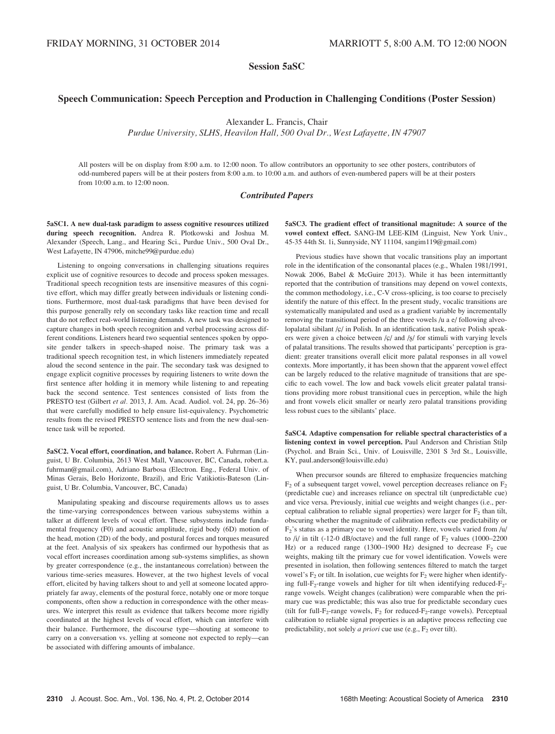# Session 5aSC

## Speech Communication: Speech Perception and Production in Challenging Conditions (Poster Session)

Alexander L. Francis, Chair

*Purdue University, SLHS, Heavilon Hall, 500 Oval Dr., West Lafayette, IN 47907*

All posters will be on display from 8:00 a.m. to 12:00 noon. To allow contributors an opportunity to see other posters, contributors of odd-numbered papers will be at their posters from 8:00 a.m. to 10:00 a.m. and authors of even-numbered papers will be at their posters from 10:00 a.m. to 12:00 noon.

### *Contributed Papers*

**5aSC1. A new dual-task paradigm to assess cognitive resources utilized during speech recognition.** Andrea R. Plotkowski and Joshua M. Alexander (Speech, Lang., and Hearing Sci., Purdue Univ., 500 Oval Dr., West Lafayette, IN 47906, mitche99@purdue.edu)

Listening to ongoing conversations in challenging situations requires explicit use of cognitive resources to decode and process spoken messages. Traditional speech recognition tests are insensitive measures of this cognitive effort, which may differ greatly between individuals or listening conditions. Furthermore, most dual-task paradigms that have been devised for this purpose generally rely on secondary tasks like reaction time and recall that do not reflect real-world listening demands. A new task was designed to capture changes in both speech recognition and verbal processing across different conditions. Listeners heard two sequential sentences spoken by opposite gender talkers in speech-shaped noise. The primary task was a traditional speech recognition test, in which listeners immediately repeated aloud the second sentence in the pair. The secondary task was designed to engage explicit cognitive processes by requiring listeners to write down the first sentence after holding it in memory while listening to and repeating back the second sentence. Test sentences consisted of lists from the PRESTO test (Gilbert *et al.* 2013, J. Am. Acad. Audiol. vol. 24, pp. 26–36) that were carefully modified to help ensure list-equivalency. Psychometric results from the revised PRESTO sentence lists and from the new dual-sentence task will be reported.

**5aSC2. Vocal effort, coordination, and balance.** Robert A. Fuhrman (Linguist, U Br. Columbia, 2613 West Mall, Vancouver, BC, Canada, robert.a.fuhrman@gmail.com), Adriano Barbosa (Electron. Eng., Federal Univ. of Minas Gerais, Belo Horizonte, Brazil), and Eric Vatikiotis-Bateson (Linguist, U Br. Columbia, Vancouver, BC, Canada)

Manipulating speaking and discourse requirements allows us to asses the time-varying correspondences between various subsystems within a talker at different levels of vocal effort. These subsystems include fundamental frequency (F0) and acoustic amplitude, rigid body (6D) motion of the head, motion (2D) of the body, and postural forces and torques measured at the feet. Analysis of six speakers has confirmed our hypothesis that as vocal effort increases coordination among sub-systems simplifies, as shown by greater correspondence (e.g., the instantaneous correlation) between the various time-series measures. However, at the two highest levels of vocal effort, elicited by having talkers shout to and yell at someone located appropriately far away, elements of the postural force, notably one or more torque components, often show a reduction in correspondence with the other measures. We interpret this result as evidence that talkers become more rigidly coordinated at the highest levels of vocal effort, which can interfere with their balance. Furthermore, the discourse type—shouting at someone to carry on a conversation vs. yelling at someone not expected to reply—can be associated with differing amounts of imbalance.

**5aSC3. The gradient effect of transitional magnitude: A source of the vowel context effect.** SANG-IM LEE-KIM (Linguist, New York Univ., 45-35 44th St. 1i, Sunnyside, NY 11104, sangim119@gmail.com)

Previous studies have shown that vocalic transitions play an important role in the identification of the consonantal places (e.g., Whalen 1981/1991, Nowak 2006, Babel & McGuire 2013). While it has been intermittantly reported that the contribution of transitions may depend on vowel contexts, the common methodology, i.e., C-V cross-splicing, is too coarse to precisely identify the nature of this effect. In the present study, vocalic transitions are systematically manipulated and used as a gradient variable by incrementally removing the transitional period of the three vowels /u a e/ following alveolopalatal sibilant /ɕ/ in Polish. In an identification task, native Polish speakers were given a choice between /ɕ/ and /ʂ/ for stimuli with varying levels of palatal transitions. The results showed that participants' perception is gradient: greater transitions overall elicit more palatal responses in all vowel contexts. More importantly, it has been shown that the apparent vowel effect can be largely reduced to the relative magnitude of transitions that are specific to each vowel. The low and back vowels elicit greater palatal transitions providing more robust transitional cues in perception, while the high and front vowels elicit smaller or nearly zero palatal transitions providing less robust cues to the sibilants' place.

**5aSC4. Adaptive compensation for reliable spectral characteristics of a listening context in vowel perception.** Paul Anderson and Christian Stilp (Psychol. and Brain Sci., Univ. of Louisville, 2301 S 3rd St., Louisville, KY, paul.anderson@louisville.edu)

When precursor sounds are filtered to emphasize frequencies matching $F_2$ of a subsequent target vowel, vowel perception decreases reliance on $F_2$ (predictable cue) and increases reliance on spectral tilt (unpredictable cue) and vice versa. Previously, initial cue weights and weight changes (i.e., perceptual calibration to reliable signal properties) were larger for $F_2$ than tilt, obscuring whether the magnitude of calibration reflects cue predictability or $F_2$'s status as a primary cue to vowel identity. Here, vowels varied from /u/ to /i/ in tilt (-12-0 dB/octave) and the full range of $F_2$ values (1000–2200 Hz) or a reduced range (1300–1900 Hz) designed to decrease $F_2$ cue weights, making tilt the primary cue for vowel identification. Vowels were presented in isolation, then following sentences filtered to match the target vowel's $F_2$ or tilt. In isolation, cue weights for $F_2$ were higher when identifying full-$F_2$-range vowels and higher for tilt when identifying reduced-$F_2$-range vowels. Weight changes (calibration) were comparable when the primary cue was predictable; this was also true for predictable secondary cues (tilt for full-$F_2$-range vowels, $F_2$ for reduced-$F_2$-range vowels). Perceptual calibration to reliable signal properties is an adaptive process reflecting cue predictability, not solely *a priori* cue use (e.g., $F_2$ over tilt).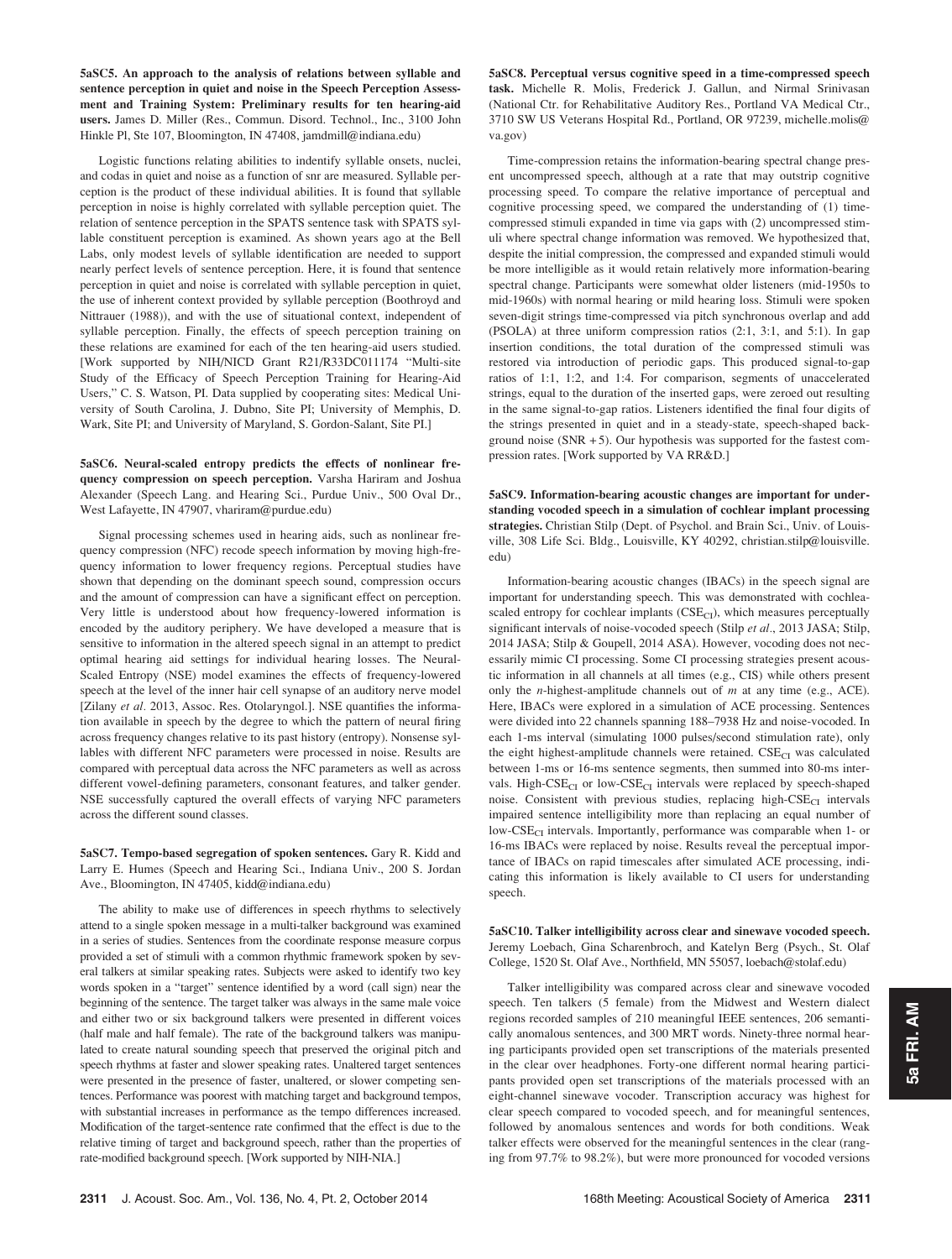**5aSC5. An approach to the analysis of relations between syllable and sentence perception in quiet and noise in the Speech Perception Assessment and Training System: Preliminary results for ten hearing-aid users.** James D. Miller (Res., Commun. Disord. Technol., Inc., 3100 John Hinkle Pl, Ste 107, Bloomington, IN 47408, jamdmill@indiana.edu)

Logistic functions relating abilities to indentify syllable onsets, nuclei, and codas in quiet and noise as a function of snr are measured. Syllable perception is the product of these individual abilities. It is found that syllable perception in noise is highly correlated with syllable perception quiet. The relation of sentence perception in the SPATS sentence task with SPATS syllable constituent perception is examined. As shown years ago at the Bell Labs, only modest levels of syllable identification are needed to support nearly perfect levels of sentence perception. Here, it is found that sentence perception in quiet and noise is correlated with syllable perception in quiet, the use of inherent context provided by syllable perception (Boothroyd and Nittrauer (1988)), and with the use of situational context, independent of syllable perception. Finally, the effects of speech perception training on these relations are examined for each of the ten hearing-aid users studied. [Work supported by NIH/NICD Grant R21/R33DC011174 "Multi-site Study of the Efficacy of Speech Perception Training for Hearing-Aid Users," C. S. Watson, PI. Data supplied by cooperating sites: Medical University of South Carolina, J. Dubno, Site PI; University of Memphis, D. Wark, Site PI; and University of Maryland, S. Gordon-Salant, Site PI.]

**5aSC6. Neural-scaled entropy predicts the effects of nonlinear frequency compression on speech perception.** Varsha Hariram and Joshua Alexander (Speech Lang. and Hearing Sci., Purdue Univ., 500 Oval Dr., West Lafayette, IN 47907, vhariram@purdue.edu)

Signal processing schemes used in hearing aids, such as nonlinear frequency compression (NFC) recode speech information by moving high-frequency information to lower frequency regions. Perceptual studies have shown that depending on the dominant speech sound, compression occurs and the amount of compression can have a significant effect on perception. Very little is understood about how frequency-lowered information is encoded by the auditory periphery. We have developed a measure that is sensitive to information in the altered speech signal in an attempt to predict optimal hearing aid settings for individual hearing losses. The Neural-Scaled Entropy (NSE) model examines the effects of frequency-lowered speech at the level of the inner hair cell synapse of an auditory nerve model [Zilany *et al.* 2013, Assoc. Res. Otolaryngol.]. NSE quantifies the information available in speech by the degree to which the pattern of neural firing across frequency changes relative to its past history (entropy). Nonsense syllables with different NFC parameters were processed in noise. Results are compared with perceptual data across the NFC parameters as well as across different vowel-defining parameters, consonant features, and talker gender. NSE successfully captured the overall effects of varying NFC parameters across the different sound classes.

**5aSC7. Tempo-based segregation of spoken sentences.** Gary R. Kidd and Larry E. Humes (Speech and Hearing Sci., Indiana Univ., 200 S. Jordan Ave., Bloomington, IN 47405, kidd@indiana.edu)

The ability to make use of differences in speech rhythms to selectively attend to a single spoken message in a multi-talker background was examined in a series of studies. Sentences from the coordinate response measure corpus provided a set of stimuli with a common rhythmic framework spoken by several talkers at similar speaking rates. Subjects were asked to identify two key words spoken in a "target" sentence identified by a word (call sign) near the beginning of the sentence. The target talker was always in the same male voice and either two or six background talkers were presented in different voices (half male and half female). The rate of the background talkers was manipulated to create natural sounding speech that preserved the original pitch and speech rhythms at faster and slower speaking rates. Unaltered target sentences were presented in the presence of faster, unaltered, or slower competing sentences. Performance was poorest with matching target and background tempos, with substantial increases in performance as the tempo differences increased. Modification of the target-sentence rate confirmed that the effect is due to the relative timing of target and background speech, rather than the properties of rate-modified background speech. [Work supported by NIH-NIA.]

**5aSC8. Perceptual versus cognitive speed in a time-compressed speech task.** Michelle R. Molis, Frederick J. Gallun, and Nirmal Srinivasan (National Ctr. for Rehabilitative Auditory Res., Portland VA Medical Ctr., 3710 SW US Veterans Hospital Rd., Portland, OR 97239, michelle.molis@va.gov)

Time-compression retains the information-bearing spectral change present uncompressed speech, although at a rate that may outstrip cognitive processing speed. To compare the relative importance of perceptual and cognitive processing speed, we compared the understanding of (1) time-compressed stimuli expanded in time via gaps with (2) uncompressed stimuli where spectral change information was removed. We hypothesized that, despite the initial compression, the compressed and expanded stimuli would be more intelligible as it would retain relatively more information-bearing spectral change. Participants were somewhat older listeners (mid-1950s to mid-1960s) with normal hearing or mild hearing loss. Stimuli were spoken seven-digit strings time-compressed via pitch synchronous overlap and add (PSOLA) at three uniform compression ratios (2:1, 3:1, and 5:1). In gap insertion conditions, the total duration of the compressed stimuli was restored via introduction of periodic gaps. This produced signal-to-gap ratios of 1:1, 1:2, and 1:4. For comparison, segments of unaccelerated strings, equal to the duration of the inserted gaps, were zeroed out resulting in the same signal-to-gap ratios. Listeners identified the final four digits of the strings presented in quiet and in a steady-state, speech-shaped background noise (SNR +5). Our hypothesis was supported for the fastest compression rates. [Work supported by VA RR&D.]

**5aSC9. Information-bearing acoustic changes are important for understanding vocoded speech in a simulation of cochlear implant processing strategies.** Christian Stilp (Dept. of Psychol. and Brain Sci., Univ. of Louisville, 308 Life Sci. Bldg., Louisville, KY 40292, christian.stilp@louisville.edu)

Information-bearing acoustic changes (IBACs) in the speech signal are important for understanding speech. This was demonstrated with cochlea-scaled entropy for cochlear implants ($CSE_{CI}$), which measures perceptually significant intervals of noise-vocoded speech (Stilp *et al.*, 2013 JASA; Stilp, 2014 JASA; Stilp & Goupell, 2014 ASA). However, vocoding does not necessarily mimic CI processing. Some CI processing strategies present acoustic information in all channels at all times (e.g., CIS) while others present only the *n*-highest-amplitude channels out of *m* at any time (e.g., ACE). Here, IBACs were explored in a simulation of ACE processing. Sentences were divided into 22 channels spanning 188–7938 Hz and noise-vocoded. In each 1-ms interval (simulating 1000 pulses/second stimulation rate), only the eight highest-amplitude channels were retained. $CSE_{CI}$ was calculated between 1-ms or 16-ms sentence segments, then summed into 80-ms intervals. High-$CSE_{CI}$ or low-$CSE_{CI}$ intervals were replaced by speech-shaped noise. Consistent with previous studies, replacing high-$CSE_{CI}$ intervals impaired sentence intelligibility more than replacing an equal number of low-$CSE_{CI}$ intervals. Importantly, performance was comparable when 1- or 16-ms IBACs were replaced by noise. Results reveal the perceptual importance of IBACs on rapid timescales after simulated ACE processing, indicating this information is likely available to CI users for understanding speech.

**5aSC10. Talker intelligibility across clear and sinewave vocoded speech.** Jeremy Loebach, Gina Scharenbroch, and Katelyn Berg (Psych., St. Olaf College, 1520 St. Olaf Ave., Northfield, MN 55057, loebach@stolaf.edu)

Talker intelligibility was compared across clear and sinewave vocoded speech. Ten talkers (5 female) from the Midwest and Western dialect regions recorded samples of 210 meaningful IEEE sentences, 206 semantically anomalous sentences, and 300 MRT words. Ninety-three normal hearing participants provided open set transcriptions of the materials presented in the clear over headphones. Forty-one different normal hearing participants provided open set transcriptions of the materials processed with an eight-channel sinewave vocoder. Transcription accuracy was highest for clear speech compared to vocoded speech, and for meaningful sentences, followed by anomalous sentences and words for both conditions. Weak talker effects were observed for the meaningful sentences in the clear (ranging from 97.7% to 98.2%), but were more pronounced for vocoded versions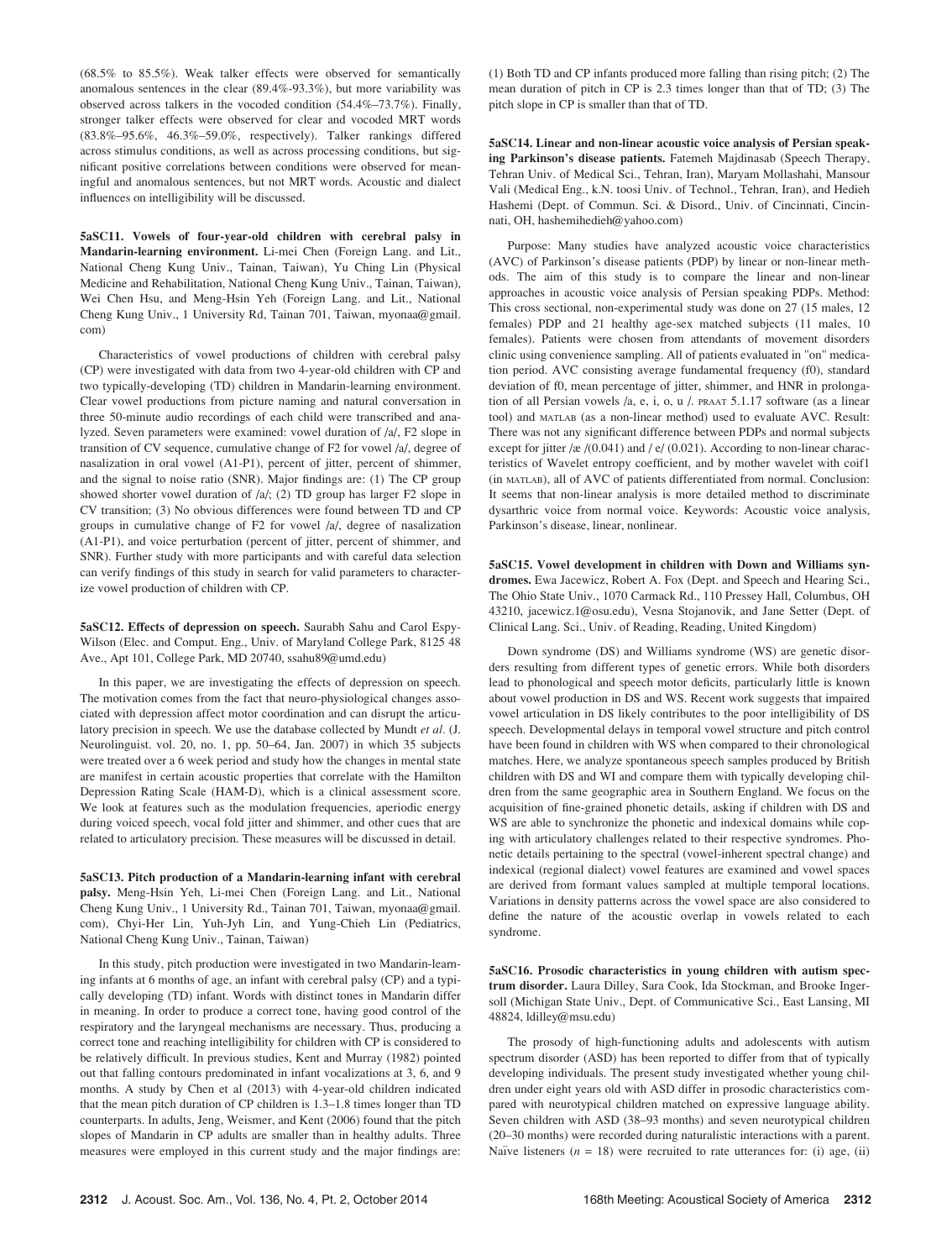(68.5% to 85.5%). Weak talker effects were observed for semantically anomalous sentences in the clear (89.4%-93.3%), but more variability was observed across talkers in the vocoded condition (54.4%–73.7%). Finally, stronger talker effects were observed for clear and vocoded MRT words (83.8%–95.6%, 46.3%–59.0%, respectively). Talker rankings differed across stimulus conditions, as well as across processing conditions, but significant positive correlations between conditions were observed for meaningful and anomalous sentences, but not MRT words. Acoustic and dialect influences on intelligibility will be discussed.

**5aSC11. Vowels of four-year-old children with cerebral palsy in Mandarin-learning environment.** Li-mei Chen (Foreign Lang. and Lit., National Cheng Kung Univ., Tainan, Taiwan), Yu Ching Lin (Physical Medicine and Rehabilitation, National Cheng Kung Univ., Tainan, Taiwan), Wei Chen Hsu, and Meng-Hsin Yeh (Foreign Lang. and Lit., National Cheng Kung Univ., 1 University Rd, Tainan 701, Taiwan, myonaa@gmail.com)

Characteristics of vowel productions of children with cerebral palsy (CP) were investigated with data from two 4-year-old children with CP and two typically-developing (TD) children in Mandarin-learning environment. Clear vowel productions from picture naming and natural conversation in three 50-minute audio recordings of each child were transcribed and analyzed. Seven parameters were examined: vowel duration of /a/, F2 slope in transition of CV sequence, cumulative change of F2 for vowel /a/, degree of nasalization in oral vowel (A1-P1), percent of jitter, percent of shimmer, and the signal to noise ratio (SNR). Major findings are: (1) The CP group showed shorter vowel duration of /a/; (2) TD group has larger F2 slope in CV transition; (3) No obvious differences were found between TD and CP groups in cumulative change of F2 for vowel /a/, degree of nasalization (A1-P1), and voice perturbation (percent of jitter, percent of shimmer, and SNR). Further study with more participants and with careful data selection can verify findings of this study in search for valid parameters to characterize vowel production of children with CP.

**5aSC12. Effects of depression on speech.** Saurabh Sahu and Carol Espy-Wilson (Elec. and Comput. Eng., Univ. of Maryland College Park, 8125 48 Ave., Apt 101, College Park, MD 20740, ssahu89@umd.edu)

In this paper, we are investigating the effects of depression on speech. The motivation comes from the fact that neuro-physiological changes associated with depression affect motor coordination and can disrupt the articulatory precision in speech. We use the database collected by Mundt *et al.* (J. Neurolinguist. vol. 20, no. 1, pp. 50–64, Jan. 2007) in which 35 subjects were treated over a 6 week period and study how the changes in mental state are manifest in certain acoustic properties that correlate with the Hamilton Depression Rating Scale (HAM-D), which is a clinical assessment score. We look at features such as the modulation frequencies, aperiodic energy during voiced speech, vocal fold jitter and shimmer, and other cues that are related to articulatory precision. These measures will be discussed in detail.

**5aSC13. Pitch production of a Mandarin-learning infant with cerebral palsy.** Meng-Hsin Yeh, Li-mei Chen (Foreign Lang. and Lit., National Cheng Kung Univ., 1 University Rd., Tainan 701, Taiwan, myonaa@gmail.com), Chyi-Her Lin, Yuh-Jyh Lin, and Yung-Chieh Lin (Pediatrics, National Cheng Kung Univ., Tainan, Taiwan)

In this study, pitch production were investigated in two Mandarin-learning infants at 6 months of age, an infant with cerebral palsy (CP) and a typically developing (TD) infant. Words with distinct tones in Mandarin differ in meaning. In order to produce a correct tone, having good control of the respiratory and the laryngeal mechanisms are necessary. Thus, producing a correct tone and reaching intelligibility for children with CP is considered to be relatively difficult. In previous studies, Kent and Murray (1982) pointed out that falling contours predominated in infant vocalizations at 3, 6, and 9 months. A study by Chen et al (2013) with 4-year-old children indicated that the mean pitch duration of CP children is 1.3–1.8 times longer than TD counterparts. In adults, Jeng, Weismer, and Kent (2006) found that the pitch slopes of Mandarin in CP adults are smaller than in healthy adults. Three measures were employed in this current study and the major findings are: (1) Both TD and CP infants produced more falling than rising pitch; (2) The mean duration of pitch in CP is 2.3 times longer than that of TD; (3) The pitch slope in CP is smaller than that of TD.

**5aSC14. Linear and non-linear acoustic voice analysis of Persian speaking Parkinson's disease patients.** Fatemeh Majdinasab (Speech Therapy, Tehran Univ. of Medical Sci., Tehran, Iran), Maryam Mollashahi, Mansour Vali (Medical Eng., k.N. toosi Univ. of Technol., Tehran, Iran), and Hedieh Hashemi (Dept. of Commun. Sci. & Disord., Univ. of Cincinnati, Cincinnati, OH, hashemihedieh@yahoo.com)

Purpose: Many studies have analyzed acoustic voice characteristics (AVC) of Parkinson's disease patients (PDP) by linear or non-linear methods. The aim of this study is to compare the linear and non-linear approaches in acoustic voice analysis of Persian speaking PDPs. Method: This cross sectional, non-experimental study was done on 27 (15 males, 12 females) PDP and 21 healthy age-sex matched subjects (11 males, 10 females). Patients were chosen from attendants of movement disorders clinic using convenience sampling. All of patients evaluated in "on" medication period. AVC consisting average fundamental frequency (f0), standard deviation of f0, mean percentage of jitter, shimmer, and HNR in prolongation of all Persian vowels /a, e, i, o, u /. PRAAT 5.1.17 software (as a linear tool) and MATLAB (as a non-linear method) used to evaluate AVC. Result: There was not any significant difference between PDPs and normal subjects except for jitter /æ /(0.041) and / e/ (0.021). According to non-linear characteristics of Wavelet entropy coefficient, and by mother wavelet with coif1 (in MATLAB), all of AVC of patients differentiated from normal. Conclusion: It seems that non-linear analysis is more detailed method to discriminate dysarthric voice from normal voice. Keywords: Acoustic voice analysis, Parkinson's disease, linear, nonlinear.

**5aSC15. Vowel development in children with Down and Williams syndromes.** Ewa Jacewicz, Robert A. Fox (Dept. and Speech and Hearing Sci., The Ohio State Univ., 1070 Carmack Rd., 110 Pressey Hall, Columbus, OH 43210, jacewicz.1@osu.edu), Vesna Stojanovik, and Jane Setter (Dept. of Clinical Lang. Sci., Univ. of Reading, Reading, United Kingdom)

Down syndrome (DS) and Williams syndrome (WS) are genetic disorders resulting from different types of genetic errors. While both disorders lead to phonological and speech motor deficits, particularly little is known about vowel production in DS and WS. Recent work suggests that impaired vowel articulation in DS likely contributes to the poor intelligibility of DS speech. Developmental delays in temporal vowel structure and pitch control have been found in children with WS when compared to their chronological matches. Here, we analyze spontaneous speech samples produced by British children with DS and WI and compare them with typically developing children from the same geographic area in Southern England. We focus on the acquisition of fine-grained phonetic details, asking if children with DS and WS are able to synchronize the phonetic and indexical domains while coping with articulatory challenges related to their respective syndromes. Phonetic details pertaining to the spectral (vowel-inherent spectral change) and indexical (regional dialect) vowel features are examined and vowel spaces are derived from formant values sampled at multiple temporal locations. Variations in density patterns across the vowel space are also considered to define the nature of the acoustic overlap in vowels related to each syndrome.

**5aSC16. Prosodic characteristics in young children with autism spectrum disorder.** Laura Dilley, Sara Cook, Ida Stockman, and Brooke Ingersoll (Michigan State Univ., Dept. of Communicative Sci., East Lansing, MI 48824, ldilley@msu.edu)

The prosody of high-functioning adults and adolescents with autism spectrum disorder (ASD) has been reported to differ from that of typically developing individuals. The present study investigated whether young children under eight years old with ASD differ in prosodic characteristics compared with neurotypical children matched on expressive language ability. Seven children with ASD (38–93 months) and seven neurotypical children (20–30 months) were recorded during naturalistic interactions with a parent. Naïve listeners ($n$ = 18) were recruited to rate utterances for: (i) age, (ii)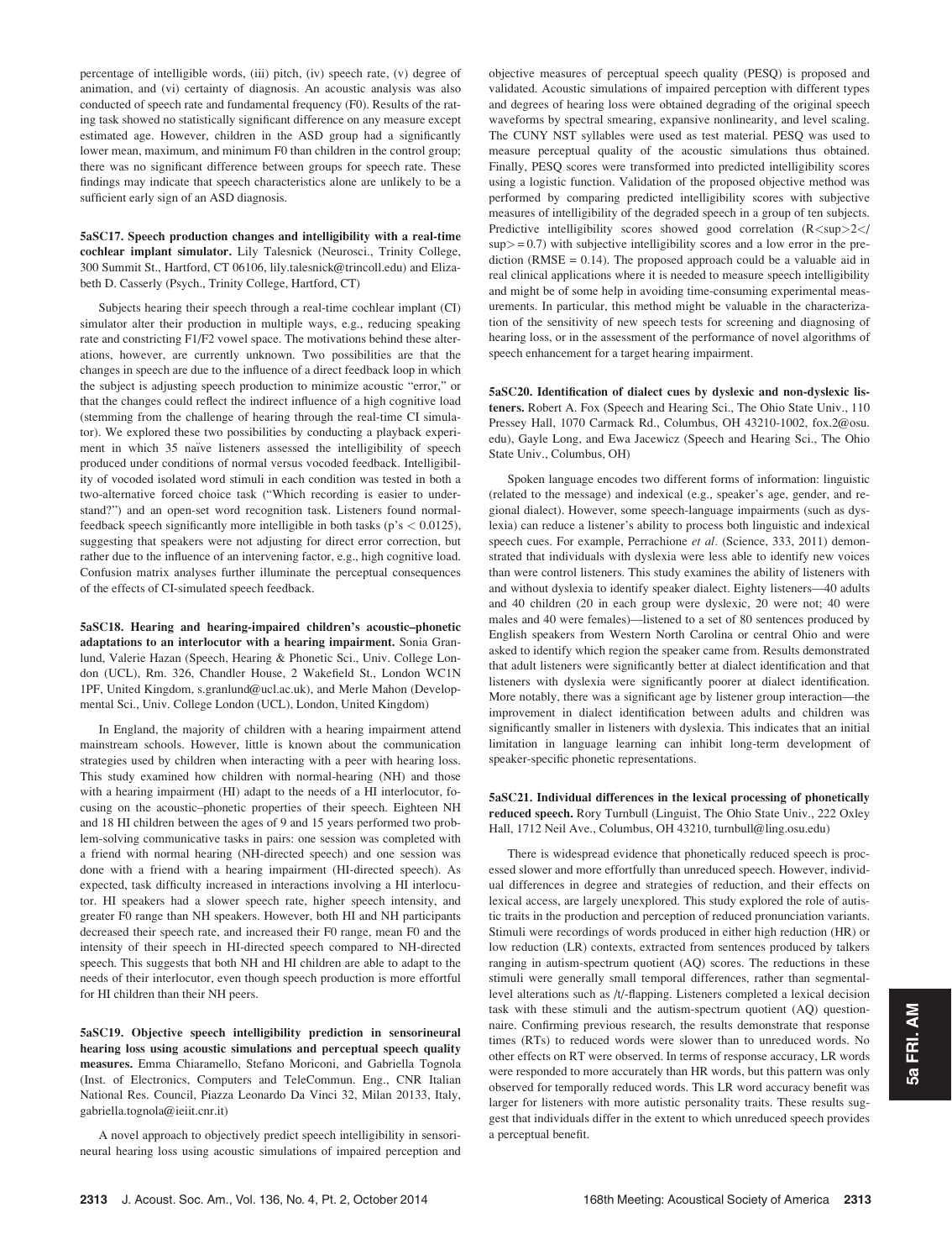percentage of intelligible words, (iii) pitch, (iv) speech rate, (v) degree of animation, and (vi) certainty of diagnosis. An acoustic analysis was also conducted of speech rate and fundamental frequency (F0). Results of the rating task showed no statistically significant difference on any measure except estimated age. However, children in the ASD group had a significantly lower mean, maximum, and minimum F0 than children in the control group; there was no significant difference between groups for speech rate. These findings may indicate that speech characteristics alone are unlikely to be a sufficient early sign of an ASD diagnosis.

**5aSC17. Speech production changes and intelligibility with a real-time cochlear implant simulator.** Lily Talesnick (Neurosci., Trinity College, 300 Summit St., Hartford, CT 06106, lily.talesnick@trincoll.edu) and Elizabeth D. Casserly (Psych., Trinity College, Hartford, CT)

Subjects hearing their speech through a real-time cochlear implant (CI) simulator alter their production in multiple ways, e.g., reducing speaking rate and constricting F1/F2 vowel space. The motivations behind these alterations, however, are currently unknown. Two possibilities are that the changes in speech are due to the influence of a direct feedback loop in which the subject is adjusting speech production to minimize acoustic "error," or that the changes could reflect the indirect influence of a high cognitive load (stemming from the challenge of hearing through the real-time CI simulator). We explored these two possibilities by conducting a playback experiment in which 35 naïve listeners assessed the intelligibility of speech produced under conditions of normal versus vocoded feedback. Intelligibility of vocoded isolated word stimuli in each condition was tested in both a two-alternative forced choice task ("Which recording is easier to understand?") and an open-set word recognition task. Listeners found normal-feedback speech significantly more intelligible in both tasks (p's $< 0.0125$), suggesting that speakers were not adjusting for direct error correction, but rather due to the influence of an intervening factor, e.g., high cognitive load. Confusion matrix analyses further illuminate the perceptual consequences of the effects of CI-simulated speech feedback.

**5aSC18. Hearing and hearing-impaired children's acoustic–phonetic adaptations to an interlocutor with a hearing impairment.** Sonia Granlund, Valerie Hazan (Speech, Hearing & Phonetic Sci., Univ. College London (UCL), Rm. 326, Chandler House, 2 Wakefield St., London WC1N 1PF, United Kingdom, s.granlund@ucl.ac.uk), and Merle Mahon (Developmental Sci., Univ. College London (UCL), London, United Kingdom)

In England, the majority of children with a hearing impairment attend mainstream schools. However, little is known about the communication strategies used by children when interacting with a peer with hearing loss. This study examined how children with normal-hearing (NH) and those with a hearing impairment (HI) adapt to the needs of a HI interlocutor, focusing on the acoustic–phonetic properties of their speech. Eighteen NH and 18 HI children between the ages of 9 and 15 years performed two problem-solving communicative tasks in pairs: one session was completed with a friend with normal hearing (NH-directed speech) and one session was done with a friend with a hearing impairment (HI-directed speech). As expected, task difficulty increased in interactions involving a HI interlocutor. HI speakers had a slower speech rate, higher speech intensity, and greater F0 range than NH speakers. However, both HI and NH participants decreased their speech rate, and increased their F0 range, mean F0 and the intensity of their speech in HI-directed speech compared to NH-directed speech. This suggests that both NH and HI children are able to adapt to the needs of their interlocutor, even though speech production is more effortful for HI children than their NH peers.

**5aSC19. Objective speech intelligibility prediction in sensorineural hearing loss using acoustic simulations and perceptual speech quality measures.** Emma Chiaramello, Stefano Moriconi, and Gabriella Tognola (Inst. of Electronics, Computers and TeleCommun. Eng., CNR Italian National Res. Council, Piazza Leonardo Da Vinci 32, Milan 20133, Italy, gabriella.tognola@ieiit.cnr.it)

A novel approach to objectively predict speech intelligibility in sensorineural hearing loss using acoustic simulations of impaired perception and objective measures of perceptual speech quality (PESQ) is proposed and validated. Acoustic simulations of impaired perception with different types and degrees of hearing loss were obtained degrading of the original speech waveforms by spectral smearing, expansive nonlinearity, and level scaling. The CUNY NST syllables were used as test material. PESQ was used to measure perceptual quality of the acoustic simulations thus obtained. Finally, PESQ scores were transformed into predicted intelligibility scores using a logistic function. Validation of the proposed objective method was performed by comparing predicted intelligibility scores with subjective measures of intelligibility of the degraded speech in a group of ten subjects. Predictive intelligibility scores showed good correlation (R<sup>2</sup> = 0.7) with subjective intelligibility scores and a low error in the prediction (RMSE = 0.14). The proposed approach could be a valuable aid in real clinical applications where it is needed to measure speech intelligibility and might be of some help in avoiding time-consuming experimental measurements. In particular, this method might be valuable in the characterization of the sensitivity of new speech tests for screening and diagnosing of hearing loss, or in the assessment of the performance of novel algorithms of speech enhancement for a target hearing impairment.

**5aSC20. Identification of dialect cues by dyslexic and non-dyslexic listeners.** Robert A. Fox (Speech and Hearing Sci., The Ohio State Univ., 110 Pressey Hall, 1070 Carmack Rd., Columbus, OH 43210-1002, fox.2@osu.edu), Gayle Long, and Ewa Jacewicz (Speech and Hearing Sci., The Ohio State Univ., Columbus, OH)

Spoken language encodes two different forms of information: linguistic (related to the message) and indexical (e.g., speaker's age, gender, and regional dialect). However, some speech-language impairments (such as dyslexia) can reduce a listener's ability to process both linguistic and indexical speech cues. For example, Perrachione *et al*. (Science, 333, 2011) demonstrated that individuals with dyslexia were less able to identify new voices than were control listeners. This study examines the ability of listeners with and without dyslexia to identify speaker dialect. Eighty listeners—40 adults and 40 children (20 in each group were dyslexic, 20 were not; 40 were males and 40 were females)—listened to a set of 80 sentences produced by English speakers from Western North Carolina or central Ohio and were asked to identify which region the speaker came from. Results demonstrated that adult listeners were significantly better at dialect identification and that listeners with dyslexia were significantly poorer at dialect identification. More notably, there was a significant age by listener group interaction—the improvement in dialect identification between adults and children was significantly smaller in listeners with dyslexia. This indicates that an initial limitation in language learning can inhibit long-term development of speaker-specific phonetic representations.

**5aSC21. Individual differences in the lexical processing of phonetically reduced speech.** Rory Turnbull (Linguist, The Ohio State Univ., 222 Oxley Hall, 1712 Neil Ave., Columbus, OH 43210, turnbull@ling.osu.edu)

There is widespread evidence that phonetically reduced speech is processed slower and more effortfully than unreduced speech. However, individual differences in degree and strategies of reduction, and their effects on lexical access, are largely unexplored. This study explored the role of autistic traits in the production and perception of reduced pronunciation variants. Stimuli were recordings of words produced in either high reduction (HR) or low reduction (LR) contexts, extracted from sentences produced by talkers ranging in autism-spectrum quotient (AQ) scores. The reductions in these stimuli were generally small temporal differences, rather than segmental-level alterations such as /t/-flapping. Listeners completed a lexical decision task with these stimuli and the autism-spectrum quotient (AQ) questionnaire. Confirming previous research, the results demonstrate that response times (RTs) to reduced words were slower than to unreduced words. No other effects on RT were observed. In terms of response accuracy, LR words were responded to more accurately than HR words, but this pattern was only observed for temporally reduced words. This LR word accuracy benefit was larger for listeners with more autistic personality traits. These results suggest that individuals differ in the extent to which unreduced speech provides a perceptual benefit.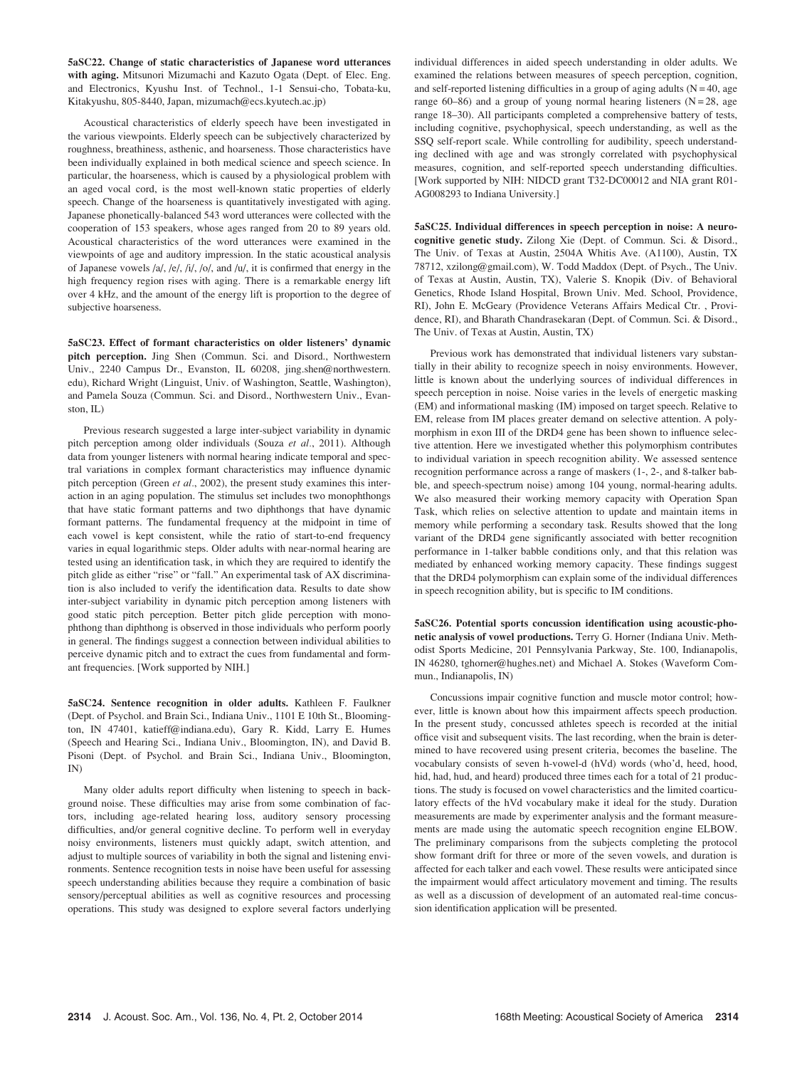**5aSC22. Change of static characteristics of Japanese word utterances with aging.** Mitsunori Mizumachi and Kazuto Ogata (Dept. of Elec. Eng. and Electronics, Kyushu Inst. of Technol., 1-1 Sensui-cho, Tobata-ku, Kitakyushu, 805-8440, Japan, mizumach@ecs.kyutech.ac.jp)

Acoustical characteristics of elderly speech have been investigated in the various viewpoints. Elderly speech can be subjectively characterized by roughness, breathiness, asthenic, and hoarseness. Those characteristics have been individually explained in both medical science and speech science. In particular, the hoarseness, which is caused by a physiological problem with an aged vocal cord, is the most well-known static properties of elderly speech. Change of the hoarseness is quantitatively investigated with aging. Japanese phonetically-balanced 543 word utterances were collected with the cooperation of 153 speakers, whose ages ranged from 20 to 89 years old. Acoustical characteristics of the word utterances were examined in the viewpoints of age and auditory impression. In the static acoustical analysis of Japanese vowels /a/, /e/, /i/, /o/, and /u/, it is confirmed that energy in the high frequency region rises with aging. There is a remarkable energy lift over 4 kHz, and the amount of the energy lift is proportion to the degree of subjective hoarseness.

**5aSC23. Effect of formant characteristics on older listeners' dynamic pitch perception.** Jing Shen (Commun. Sci. and Disord., Northwestern Univ., 2240 Campus Dr., Evanston, IL 60208, jing.shen@northwestern.edu), Richard Wright (Linguist, Univ. of Washington, Seattle, Washington), and Pamela Souza (Commun. Sci. and Disord., Northwestern Univ., Evanston, IL)

Previous research suggested a large inter-subject variability in dynamic pitch perception among older individuals (Souza *et al*., 2011). Although data from younger listeners with normal hearing indicate temporal and spectral variations in complex formant characteristics may influence dynamic pitch perception (Green *et al*., 2002), the present study examines this interaction in an aging population. The stimulus set includes two monophthongs that have static formant patterns and two diphthongs that have dynamic formant patterns. The fundamental frequency at the midpoint in time of each vowel is kept consistent, while the ratio of start-to-end frequency varies in equal logarithmic steps. Older adults with near-normal hearing are tested using an identification task, in which they are required to identify the pitch glide as either "rise" or "fall." An experimental task of AX discrimination is also included to verify the identification data. Results to date show inter-subject variability in dynamic pitch perception among listeners with good static pitch perception. Better pitch glide perception with monophthong than diphthong is observed in those individuals who perform poorly in general. The findings suggest a connection between individual abilities to perceive dynamic pitch and to extract the cues from fundamental and formant frequencies. [Work supported by NIH.]

**5aSC24. Sentence recognition in older adults.** Kathleen F. Faulkner (Dept. of Psychol. and Brain Sci., Indiana Univ., 1101 E 10th St., Bloomington, IN 47401, katieff@indiana.edu), Gary R. Kidd, Larry E. Humes (Speech and Hearing Sci., Indiana Univ., Bloomington, IN), and David B. Pisoni (Dept. of Psychol. and Brain Sci., Indiana Univ., Bloomington, IN)

Many older adults report difficulty when listening to speech in background noise. These difficulties may arise from some combination of factors, including age-related hearing loss, auditory sensory processing difficulties, and/or general cognitive decline. To perform well in everyday noisy environments, listeners must quickly adapt, switch attention, and adjust to multiple sources of variability in both the signal and listening environments. Sentence recognition tests in noise have been useful for assessing speech understanding abilities because they require a combination of basic sensory/perceptual abilities as well as cognitive resources and processing operations. This study was designed to explore several factors underlying individual differences in aided speech understanding in older adults. We examined the relations between measures of speech perception, cognition, and self-reported listening difficulties in a group of aging adults (N = 40, age range 60–86) and a group of young normal hearing listeners (N = 28, age range 18–30). All participants completed a comprehensive battery of tests, including cognitive, psychophysical, speech understanding, as well as the SSQ self-report scale. While controlling for audibility, speech understanding declined with age and was strongly correlated with psychophysical measures, cognition, and self-reported speech understanding difficulties. [Work supported by NIH: NIDCD grant T32-DC00012 and NIA grant R01-AG008293 to Indiana University.]

**5aSC25. Individual differences in speech perception in noise: A neurocognitive genetic study.** Zilong Xie (Dept. of Commun. Sci. & Disord., The Univ. of Texas at Austin, 2504A Whitis Ave. (A1100), Austin, TX 78712, xzilong@gmail.com), W. Todd Maddox (Dept. of Psych., The Univ. of Texas at Austin, Austin, TX), Valerie S. Knopik (Div. of Behavioral Genetics, Rhode Island Hospital, Brown Univ. Med. School, Providence, RI), John E. McGeary (Providence Veterans Affairs Medical Ctr. , Providence, RI), and Bharath Chandrasekaran (Dept. of Commun. Sci. & Disord., The Univ. of Texas at Austin, Austin, TX)

Previous work has demonstrated that individual listeners vary substantially in their ability to recognize speech in noisy environments. However, little is known about the underlying sources of individual differences in speech perception in noise. Noise varies in the levels of energetic masking (EM) and informational masking (IM) imposed on target speech. Relative to EM, release from IM places greater demand on selective attention. A polymorphism in exon III of the DRD4 gene has been shown to influence selective attention. Here we investigated whether this polymorphism contributes to individual variation in speech recognition ability. We assessed sentence recognition performance across a range of maskers (1-, 2-, and 8-talker babble, and speech-spectrum noise) among 104 young, normal-hearing adults. We also measured their working memory capacity with Operation Span Task, which relies on selective attention to update and maintain items in memory while performing a secondary task. Results showed that the long variant of the DRD4 gene significantly associated with better recognition performance in 1-talker babble conditions only, and that this relation was mediated by enhanced working memory capacity. These findings suggest that the DRD4 polymorphism can explain some of the individual differences in speech recognition ability, but is specific to IM conditions.

**5aSC26. Potential sports concussion identification using acoustic-phonetic analysis of vowel productions.** Terry G. Horner (Indiana Univ. Methodist Sports Medicine, 201 Pennsylvania Parkway, Ste. 100, Indianapolis, IN 46280, tghorner@hughes.net) and Michael A. Stokes (Waveform Commun., Indianapolis, IN)

Concussions impair cognitive function and muscle motor control; however, little is known about how this impairment affects speech production. In the present study, concussed athletes speech is recorded at the initial office visit and subsequent visits. The last recording, when the brain is determined to have recovered using present criteria, becomes the baseline. The vocabulary consists of seven h-vowel-d (hVd) words (who'd, heed, hood, hid, had, hud, and heard) produced three times each for a total of 21 productions. The study is focused on vowel characteristics and the limited coarticulatory effects of the hVd vocabulary make it ideal for the study. Duration measurements are made by experimenter analysis and the formant measurements are made using the automatic speech recognition engine ELBOW. The preliminary comparisons from the subjects completing the protocol show formant drift for three or more of the seven vowels, and duration is affected for each talker and each vowel. These results were anticipated since the impairment would affect articulatory movement and timing. The results as well as a discussion of development of an automated real-time concussion identification application will be presented.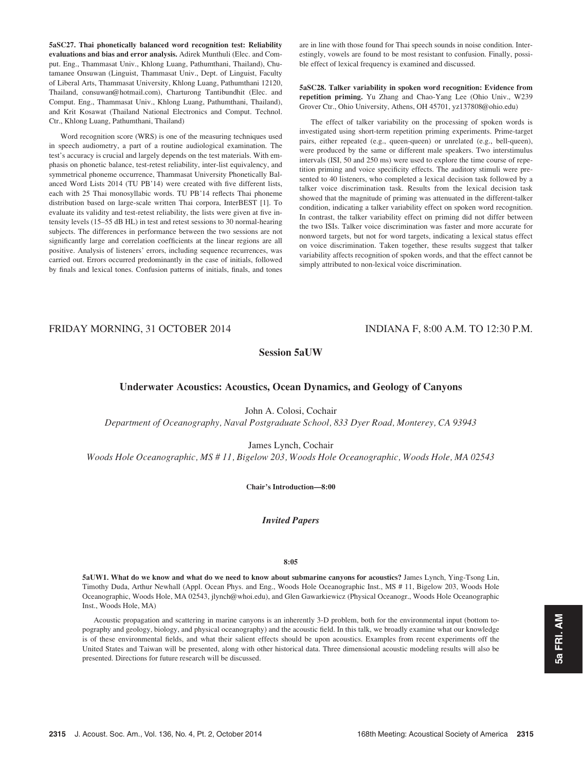**5aSC27. Thai phonetically balanced word recognition test: Reliability evaluations and bias and error analysis.** Adirek Munthuli (Elec. and Comput. Eng., Thammasat Univ., Khlong Luang, Pathumthani, Thailand), Chutamanee Onsuwan (Linguist, Thammasat Univ., Dept. of Linguist, Faculty of Liberal Arts, Thammasat University, Khlong Luang, Pathumthani 12120, Thailand, consuwan@hotmail.com), Charturong Tantibundhit (Elec. and Comput. Eng., Thammasat Univ., Khlong Luang, Pathumthani, Thailand), and Krit Kosawat (Thailand National Electronics and Comput. Technol. Ctr., Khlong Luang, Pathumthani, Thailand)

Word recognition score (WRS) is one of the measuring techniques used in speech audiometry, a part of a routine audiological examination. The test's accuracy is crucial and largely depends on the test materials. With emphasis on phonetic balance, test-retest reliability, inter-list equivalency, and symmetrical phoneme occurrence, Thammasat University Phonetically Balanced Word Lists 2014 (TU PB'14) were created with five different lists, each with 25 Thai monosyllabic words. TU PB'14 reflects Thai phoneme distribution based on large-scale written Thai corpora, InterBEST [1]. To evaluate its validity and test-retest reliability, the lists were given at five intensity levels (15–55 dB HL) in test and retest sessions to 30 normal-hearing subjects. The differences in performance between the two sessions are not significantly large and correlation coefficients at the linear regions are all positive. Analysis of listeners' errors, including sequence recurrences, was carried out. Errors occurred predominantly in the case of initials, followed by finals and lexical tones. Confusion patterns of initials, finals, and tones are in line with those found for Thai speech sounds in noise condition. Interestingly, vowels are found to be most resistant to confusion. Finally, possible effect of lexical frequency is examined and discussed.

**5aSC28. Talker variability in spoken word recognition: Evidence from repetition priming.** Yu Zhang and Chao-Yang Lee (Ohio Univ., W239 Grover Ctr., Ohio University, Athens, OH 45701, yz137808@ohio.edu)

The effect of talker variability on the processing of spoken words is investigated using short-term repetition priming experiments. Prime-target pairs, either repeated (e.g., queen-queen) or unrelated (e.g., bell-queen), were produced by the same or different male speakers. Two interstimulus intervals (ISI, 50 and 250 ms) were used to explore the time course of repetition priming and voice specificity effects. The auditory stimuli were presented to 40 listeners, who completed a lexical decision task followed by a talker voice discrimination task. Results from the lexical decision task showed that the magnitude of priming was attenuated in the different-talker condition, indicating a talker variability effect on spoken word recognition. In contrast, the talker variability effect on priming did not differ between the two ISIs. Talker voice discrimination was faster and more accurate for nonword targets, but not for word targets, indicating a lexical status effect on voice discrimination. Taken together, these results suggest that talker variability affects recognition of spoken words, and that the effect cannot be simply attributed to non-lexical voice discrimination.

FRIDAY MORNING, 31 OCTOBER 2014 — INDIANA F, 8:00 A.M. TO 12:30 P.M.

## Session 5aUW

## Underwater Acoustics: Acoustics, Ocean Dynamics, and Geology of Canyons

John A. Colosi, Cochair
*Department of Oceanography, Naval Postgraduate School, 833 Dyer Road, Monterey, CA 93943*

James Lynch, Cochair
*Woods Hole Oceanographic, MS # 11, Bigelow 203, Woods Hole Oceanographic, Woods Hole, MA 02543*

**Chair's Introduction—8:00**

### *Invited Papers*

**8:05**

**5aUW1. What do we know and what do we need to know about submarine canyons for acoustics?** James Lynch, Ying-Tsong Lin, Timothy Duda, Arthur Newhall (Appl. Ocean Phys. and Eng., Woods Hole Oceanographic Inst., MS # 11, Bigelow 203, Woods Hole Oceanographic, Woods Hole, MA 02543, jlynch@whoi.edu), and Glen Gawarkiewicz (Physical Oceanogr., Woods Hole Oceanographic Inst., Woods Hole, MA)

Acoustic propagation and scattering in marine canyons is an inherently 3-D problem, both for the environmental input (bottom topography and geology, biology, and physical oceanography) and the acoustic field. In this talk, we broadly examine what our knowledge is of these environmental fields, and what their salient effects should be upon acoustics. Examples from recent experiments off the United States and Taiwan will be presented, along with other historical data. Three dimensional acoustic modeling results will also be presented. Directions for future research will be discussed.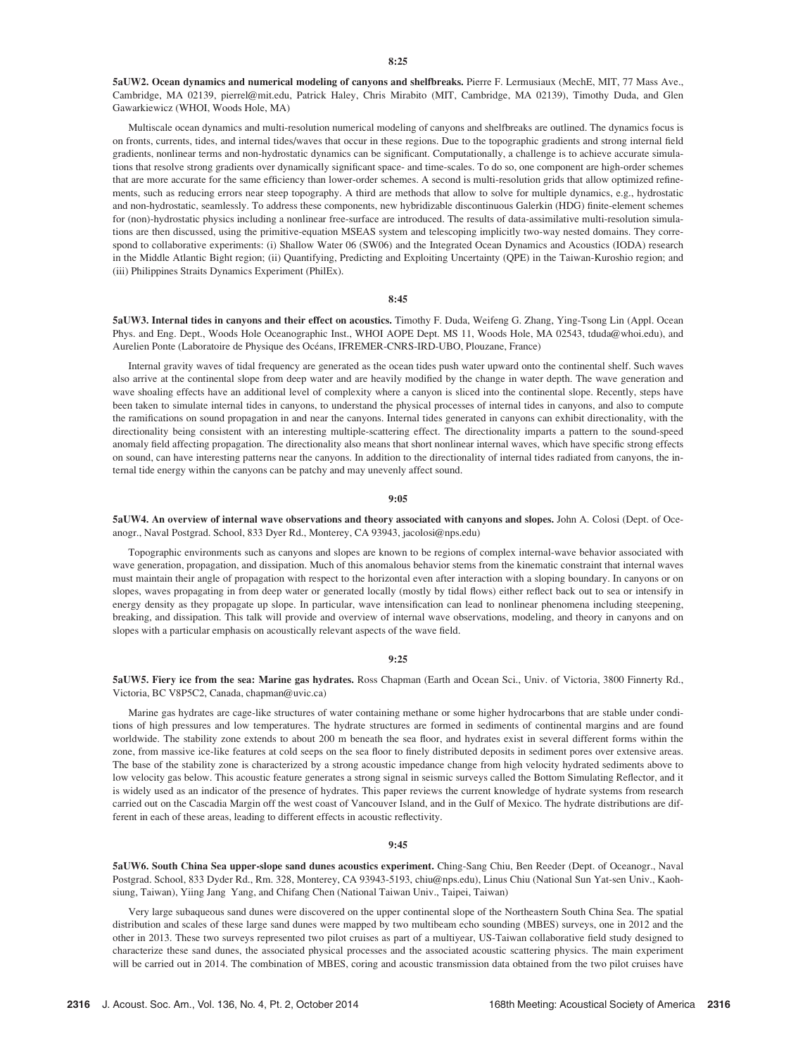**8:25**

**5aUW2. Ocean dynamics and numerical modeling of canyons and shelfbreaks.** Pierre F. Lermusiaux (MechE, MIT, 77 Mass Ave., Cambridge, MA 02139, pierrel@mit.edu, Patrick Haley, Chris Mirabito (MIT, Cambridge, MA 02139), Timothy Duda, and Glen Gawarkiewicz (WHOI, Woods Hole, MA)

Multiscale ocean dynamics and multi-resolution numerical modeling of canyons and shelfbreaks are outlined. The dynamics focus is on fronts, currents, tides, and internal tides/waves that occur in these regions. Due to the topographic gradients and strong internal field gradients, nonlinear terms and non-hydrostatic dynamics can be significant. Computationally, a challenge is to achieve accurate simulations that resolve strong gradients over dynamically significant space- and time-scales. To do so, one component are high-order schemes that are more accurate for the same efficiency than lower-order schemes. A second is multi-resolution grids that allow optimized refinements, such as reducing errors near steep topography. A third are methods that allow to solve for multiple dynamics, e.g., hydrostatic and non-hydrostatic, seamlessly. To address these components, new hybridizable discontinuous Galerkin (HDG) finite-element schemes for (non)-hydrostatic physics including a nonlinear free-surface are introduced. The results of data-assimilative multi-resolution simulations are then discussed, using the primitive-equation MSEAS system and telescoping implicitly two-way nested domains. They correspond to collaborative experiments: (i) Shallow Water 06 (SW06) and the Integrated Ocean Dynamics and Acoustics (IODA) research in the Middle Atlantic Bight region; (ii) Quantifying, Predicting and Exploiting Uncertainty (QPE) in the Taiwan-Kuroshio region; and (iii) Philippines Straits Dynamics Experiment (PhilEx).

**8:45**

**5aUW3. Internal tides in canyons and their effect on acoustics.** Timothy F. Duda, Weifeng G. Zhang, Ying-Tsong Lin (Appl. Ocean Phys. and Eng. Dept., Woods Hole Oceanographic Inst., WHOI AOPE Dept. MS 11, Woods Hole, MA 02543, tduda@whoi.edu), and Aurelien Ponte (Laboratoire de Physique des Océans, IFREMER-CNRS-IRD-UBO, Plouzane, France)

Internal gravity waves of tidal frequency are generated as the ocean tides push water upward onto the continental shelf. Such waves also arrive at the continental slope from deep water and are heavily modified by the change in water depth. The wave generation and wave shoaling effects have an additional level of complexity where a canyon is sliced into the continental slope. Recently, steps have been taken to simulate internal tides in canyons, to understand the physical processes of internal tides in canyons, and also to compute the ramifications on sound propagation in and near the canyons. Internal tides generated in canyons can exhibit directionality, with the directionality being consistent with an interesting multiple-scattering effect. The directionality imparts a pattern to the sound-speed anomaly field affecting propagation. The directionality also means that short nonlinear internal waves, which have specific strong effects on sound, can have interesting patterns near the canyons. In addition to the directionality of internal tides radiated from canyons, the internal tide energy within the canyons can be patchy and may unevenly affect sound.

**9:05**

**5aUW4. An overview of internal wave observations and theory associated with canyons and slopes.** John A. Colosi (Dept. of Oceanogr., Naval Postgrad. School, 833 Dyer Rd., Monterey, CA 93943, jacolosi@nps.edu)

Topographic environments such as canyons and slopes are known to be regions of complex internal-wave behavior associated with wave generation, propagation, and dissipation. Much of this anomalous behavior stems from the kinematic constraint that internal waves must maintain their angle of propagation with respect to the horizontal even after interaction with a sloping boundary. In canyons or on slopes, waves propagating in from deep water or generated locally (mostly by tidal flows) either reflect back out to sea or intensify in energy density as they propagate up slope. In particular, wave intensification can lead to nonlinear phenomena including steepening, breaking, and dissipation. This talk will provide and overview of internal wave observations, modeling, and theory in canyons and on slopes with a particular emphasis on acoustically relevant aspects of the wave field.

**9:25**

**5aUW5. Fiery ice from the sea: Marine gas hydrates.** Ross Chapman (Earth and Ocean Sci., Univ. of Victoria, 3800 Finnerty Rd., Victoria, BC V8P5C2, Canada, chapman@uvic.ca)

Marine gas hydrates are cage-like structures of water containing methane or some higher hydrocarbons that are stable under conditions of high pressures and low temperatures. The hydrate structures are formed in sediments of continental margins and are found worldwide. The stability zone extends to about 200 m beneath the sea floor, and hydrates exist in several different forms within the zone, from massive ice-like features at cold seeps on the sea floor to finely distributed deposits in sediment pores over extensive areas. The base of the stability zone is characterized by a strong acoustic impedance change from high velocity hydrated sediments above to low velocity gas below. This acoustic feature generates a strong signal in seismic surveys called the Bottom Simulating Reflector, and it is widely used as an indicator of the presence of hydrates. This paper reviews the current knowledge of hydrate systems from research carried out on the Cascadia Margin off the west coast of Vancouver Island, and in the Gulf of Mexico. The hydrate distributions are different in each of these areas, leading to different effects in acoustic reflectivity.

**9:45**

**5aUW6. South China Sea upper-slope sand dunes acoustics experiment.** Ching-Sang Chiu, Ben Reeder (Dept. of Oceanogr., Naval Postgrad. School, 833 Dyder Rd., Rm. 328, Monterey, CA 93943-5193, chiu@nps.edu), Linus Chiu (National Sun Yat-sen Univ., Kaohsiung, Taiwan), Yiing Jang Yang, and Chifang Chen (National Taiwan Univ., Taipei, Taiwan)

Very large subaqueous sand dunes were discovered on the upper continental slope of the Northeastern South China Sea. The spatial distribution and scales of these large sand dunes were mapped by two multibeam echo sounding (MBES) surveys, one in 2012 and the other in 2013. These two surveys represented two pilot cruises as part of a multiyear, US-Taiwan collaborative field study designed to characterize these sand dunes, the associated physical processes and the associated acoustic scattering physics. The main experiment will be carried out in 2014. The combination of MBES, coring and acoustic transmission data obtained from the two pilot cruises have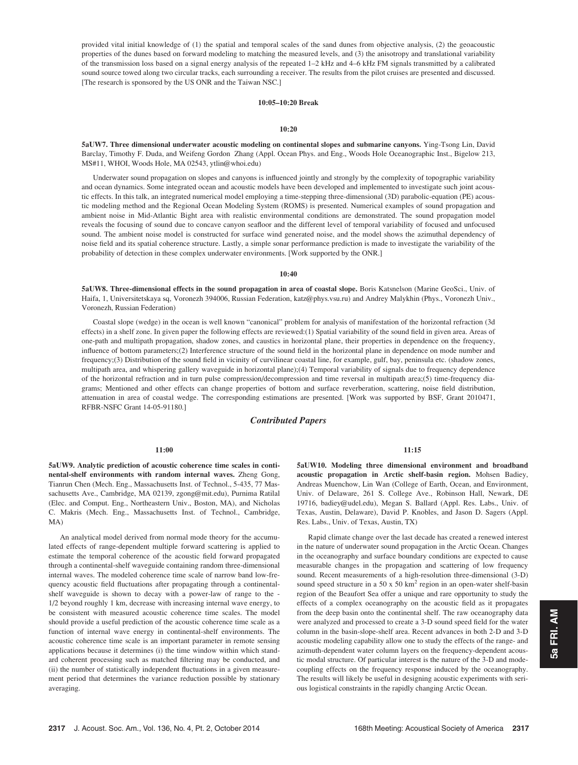provided vital initial knowledge of (1) the spatial and temporal scales of the sand dunes from objective analysis, (2) the geoacoustic properties of the dunes based on forward modeling to matching the measured levels, and (3) the anisotropy and translational variability of the transmission loss based on a signal energy analysis of the repeated 1–2 kHz and 4–6 kHz FM signals transmitted by a calibrated sound source towed along two circular tracks, each surrounding a receiver. The results from the pilot cruises are presented and discussed. [The research is sponsored by the US ONR and the Taiwan NSC.]

**10:05–10:20 Break**

**10:20**

**5aUW7. Three dimensional underwater acoustic modeling on continental slopes and submarine canyons.** Ying-Tsong Lin, David Barclay, Timothy F. Duda, and Weifeng Gordon Zhang (Appl. Ocean Phys. and Eng., Woods Hole Oceanographic Inst., Bigelow 213, MS#11, WHOI, Woods Hole, MA 02543, ytlin@whoi.edu)

Underwater sound propagation on slopes and canyons is influenced jointly and strongly by the complexity of topographic variability and ocean dynamics. Some integrated ocean and acoustic models have been developed and implemented to investigate such joint acoustic effects. In this talk, an integrated numerical model employing a time-stepping three-dimensional (3D) parabolic-equation (PE) acoustic modeling method and the Regional Ocean Modeling System (ROMS) is presented. Numerical examples of sound propagation and ambient noise in Mid-Atlantic Bight area with realistic environmental conditions are demonstrated. The sound propagation model reveals the focusing of sound due to concave canyon seafloor and the different level of temporal variability of focused and unfocused sound. The ambient noise model is constructed for surface wind generated noise, and the model shows the azimuthal dependency of noise field and its spatial coherence structure. Lastly, a simple sonar performance prediction is made to investigate the variability of the probability of detection in these complex underwater environments. [Work supported by the ONR.]

**10:40**

**5aUW8. Three-dimensional effects in the sound propagation in area of coastal slope.** Boris Katsnelson (Marine GeoSci., Univ. of Haifa, 1, Universitetskaya sq, Voronezh 394006, Russian Federation, katz@phys.vsu.ru) and Andrey Malykhin (Phys., Voronezh Univ., Voronezh, Russian Federation)

Coastal slope (wedge) in the ocean is well known "canonical" problem for analysis of manifestation of the horizontal refraction (3d effects) in a shelf zone. In given paper the following effects are reviewed:(1) Spatial variability of the sound field in given area. Areas of one-path and multipath propagation, shadow zones, and caustics in horizontal plane, their properties in dependence on the frequency, influence of bottom parameters;(2) Interference structure of the sound field in the horizontal plane in dependence on mode number and frequency;(3) Distribution of the sound field in vicinity of curvilinear coastal line, for example, gulf, bay, peninsula etc. (shadow zones, multipath area, and whispering gallery waveguide in horizontal plane);(4) Temporal variability of signals due to frequency dependence of the horizontal refraction and in turn pulse compression/decompression and time reversal in multipath area;(5) time-frequency diagrams; Mentioned and other effects can change properties of bottom and surface reverberation, scattering, noise field distribution, attenuation in area of coastal wedge. The corresponding estimations are presented. [Work was supported by BSF, Grant 2010471, RFBR-NSFC Grant 14-05-91180.]

## *Contributed Papers*

**11:00**

**5aUW9. Analytic prediction of acoustic coherence time scales in continental-shelf environments with random internal waves.** Zheng Gong, Tianrun Chen (Mech. Eng., Massachusetts Inst. of Technol., 5-435, 77 Massachusetts Ave., Cambridge, MA 02139, zgong@mit.edu), Purnima Ratilal (Elec. and Comput. Eng., Northeastern Univ., Boston, MA), and Nicholas C. Makris (Mech. Eng., Massachusetts Inst. of Technol., Cambridge, MA)

An analytical model derived from normal mode theory for the accumulated effects of range-dependent multiple forward scattering is applied to estimate the temporal coherence of the acoustic field forward propagated through a continental-shelf waveguide containing random three-dimensional internal waves. The modeled coherence time scale of narrow band low-frequency acoustic field fluctuations after propagating through a continental-shelf waveguide is shown to decay with a power-law of range to the -1/2 beyond roughly 1 km, decrease with increasing internal wave energy, to be consistent with measured acoustic coherence time scales. The model should provide a useful prediction of the acoustic coherence time scale as a function of internal wave energy in continental-shelf environments. The acoustic coherence time scale is an important parameter in remote sensing applications because it determines (i) the time window within which standard coherent processing such as matched filtering may be conducted, and (ii) the number of statistically independent fluctuations in a given measurement period that determines the variance reduction possible by stationary averaging.

**11:15**

**5aUW10. Modeling three dimensional environment and broadband acoustic propagation in Arctic shelf-basin region.** Mohsen Badiey, Andreas Muenchow, Lin Wan (College of Earth, Ocean, and Environment, Univ. of Delaware, 261 S. College Ave., Robinson Hall, Newark, DE 19716, badiey@udel.edu), Megan S. Ballard (Appl. Res. Labs., Univ. of Texas, Austin, Delaware), David P. Knobles, and Jason D. Sagers (Appl. Res. Labs., Univ. of Texas, Austin, TX)

Rapid climate change over the last decade has created a renewed interest in the nature of underwater sound propagation in the Arctic Ocean. Changes in the oceanography and surface boundary conditions are expected to cause measurable changes in the propagation and scattering of low frequency sound. Recent measurements of a high-resolution three-dimensional (3-D) sound speed structure in a 50 x 50 km$^2$ region in an open-water shelf-basin region of the Beaufort Sea offer a unique and rare opportunity to study the effects of a complex oceanography on the acoustic field as it propagates from the deep basin onto the continental shelf. The raw oceanography data were analyzed and processed to create a 3-D sound speed field for the water column in the basin-slope-shelf area. Recent advances in both 2-D and 3-D acoustic modeling capability allow one to study the effects of the range- and azimuth-dependent water column layers on the frequency-dependent acoustic modal structure. Of particular interest is the nature of the 3-D and mode-coupling effects on the frequency response induced by the oceanography. The results will likely be useful in designing acoustic experiments with serious logistical constraints in the rapidly changing Arctic Ocean.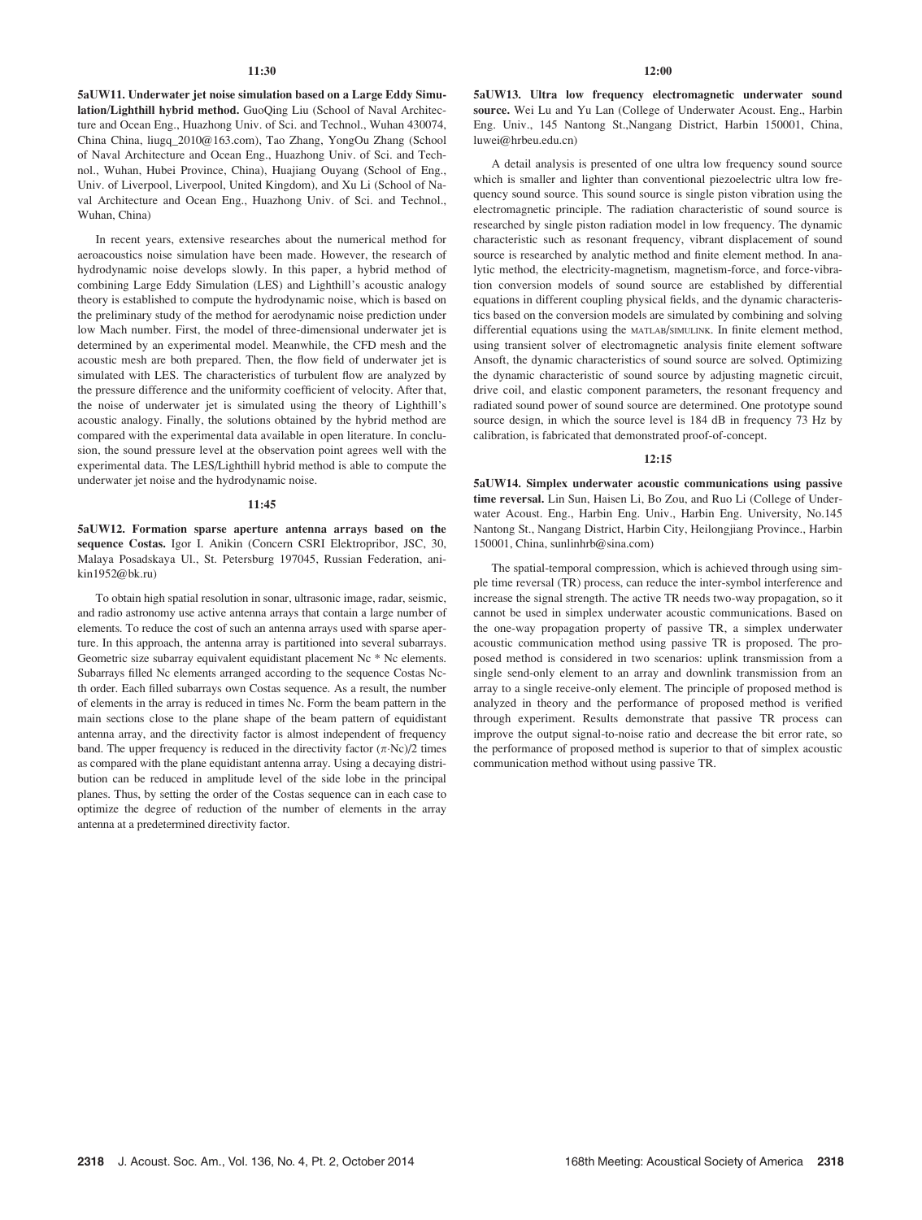**11:30**

**5aUW11. Underwater jet noise simulation based on a Large Eddy Simulation/Lighthill hybrid method.** GuoQing Liu (School of Naval Architecture and Ocean Eng., Huazhong Univ. of Sci. and Technol., Wuhan 430074, China China, liugq_2010@163.com), Tao Zhang, YongOu Zhang (School of Naval Architecture and Ocean Eng., Huazhong Univ. of Sci. and Technol., Wuhan, Hubei Province, China), Huajiang Ouyang (School of Eng., Univ. of Liverpool, Liverpool, United Kingdom), and Xu Li (School of Naval Architecture and Ocean Eng., Huazhong Univ. of Sci. and Technol., Wuhan, China)

In recent years, extensive researches about the numerical method for aeroacoustics noise simulation have been made. However, the research of hydrodynamic noise develops slowly. In this paper, a hybrid method of combining Large Eddy Simulation (LES) and Lighthill's acoustic analogy theory is established to compute the hydrodynamic noise, which is based on the preliminary study of the method for aerodynamic noise prediction under low Mach number. First, the model of three-dimensional underwater jet is determined by an experimental model. Meanwhile, the CFD mesh and the acoustic mesh are both prepared. Then, the flow field of underwater jet is simulated with LES. The characteristics of turbulent flow are analyzed by the pressure difference and the uniformity coefficient of velocity. After that, the noise of underwater jet is simulated using the theory of Lighthill's acoustic analogy. Finally, the solutions obtained by the hybrid method are compared with the experimental data available in open literature. In conclusion, the sound pressure level at the observation point agrees well with the experimental data. The LES/Lighthill hybrid method is able to compute the underwater jet noise and the hydrodynamic noise.

**11:45**

**5aUW12. Formation sparse aperture antenna arrays based on the sequence Costas.** Igor I. Anikin (Concern CSRI Elektropribor, JSC, 30, Malaya Posadskaya Ul., St. Petersburg 197045, Russian Federation, anikin1952@bk.ru)

To obtain high spatial resolution in sonar, ultrasonic image, radar, seismic, and radio astronomy use active antenna arrays that contain a large number of elements. To reduce the cost of such an antenna arrays used with sparse aperture. In this approach, the antenna array is partitioned into several subarrays. Geometric size subarray equivalent equidistant placement Nc * Nc elements. Subarrays filled Nc elements arranged according to the sequence Costas Nc-th order. Each filled subarrays own Costas sequence. As a result, the number of elements in the array is reduced in times Nc. Form the beam pattern in the main sections close to the plane shape of the beam pattern of equidistant antenna array, and the directivity factor is almost independent of frequency band. The upper frequency is reduced in the directivity factor $(\pi \cdot Nc)/2$ times as compared with the plane equidistant antenna array. Using a decaying distribution can be reduced in amplitude level of the side lobe in the principal planes. Thus, by setting the order of the Costas sequence can in each case to optimize the degree of reduction of the number of elements in the array antenna at a predetermined directivity factor.

**12:00**

**5aUW13. Ultra low frequency electromagnetic underwater sound source.** Wei Lu and Yu Lan (College of Underwater Acoust. Eng., Harbin Eng. Univ., 145 Nantong St.,Nangang District, Harbin 150001, China, luwei@hrbeu.edu.cn)

A detail analysis is presented of one ultra low frequency sound source which is smaller and lighter than conventional piezoelectric ultra low frequency sound source. This sound source is single piston vibration using the electromagnetic principle. The radiation characteristic of sound source is researched by single piston radiation model in low frequency. The dynamic characteristic such as resonant frequency, vibrant displacement of sound source is researched by analytic method and finite element method. In analytic method, the electricity-magnetism, magnetism-force, and force-vibration conversion models of sound source are established by differential equations in different coupling physical fields, and the dynamic characteristics based on the conversion models are simulated by combining and solving differential equations using the MATLAB/SIMULINK. In finite element method, using transient solver of electromagnetic analysis finite element software Ansoft, the dynamic characteristics of sound source are solved. Optimizing the dynamic characteristic of sound source by adjusting magnetic circuit, drive coil, and elastic component parameters, the resonant frequency and radiated sound power of sound source are determined. One prototype sound source design, in which the source level is 184 dB in frequency 73 Hz by calibration, is fabricated that demonstrated proof-of-concept.

**12:15**

**5aUW14. Simplex underwater acoustic communications using passive time reversal.** Lin Sun, Haisen Li, Bo Zou, and Ruo Li (College of Underwater Acoust. Eng., Harbin Eng. Univ., Harbin Eng. University, No.145 Nantong St., Nangang District, Harbin City, Heilongjiang Province., Harbin 150001, China, sunlinhrb@sina.com)

The spatial-temporal compression, which is achieved through using simple time reversal (TR) process, can reduce the inter-symbol interference and increase the signal strength. The active TR needs two-way propagation, so it cannot be used in simplex underwater acoustic communications. Based on the one-way propagation property of passive TR, a simplex underwater acoustic communication method using passive TR is proposed. The proposed method is considered in two scenarios: uplink transmission from a single send-only element to an array and downlink transmission from an array to a single receive-only element. The principle of proposed method is analyzed in theory and the performance of proposed method is verified through experiment. Results demonstrate that passive TR process can improve the output signal-to-noise ratio and decrease the bit error rate, so the performance of proposed method is superior to that of simplex acoustic communication method without using passive TR.